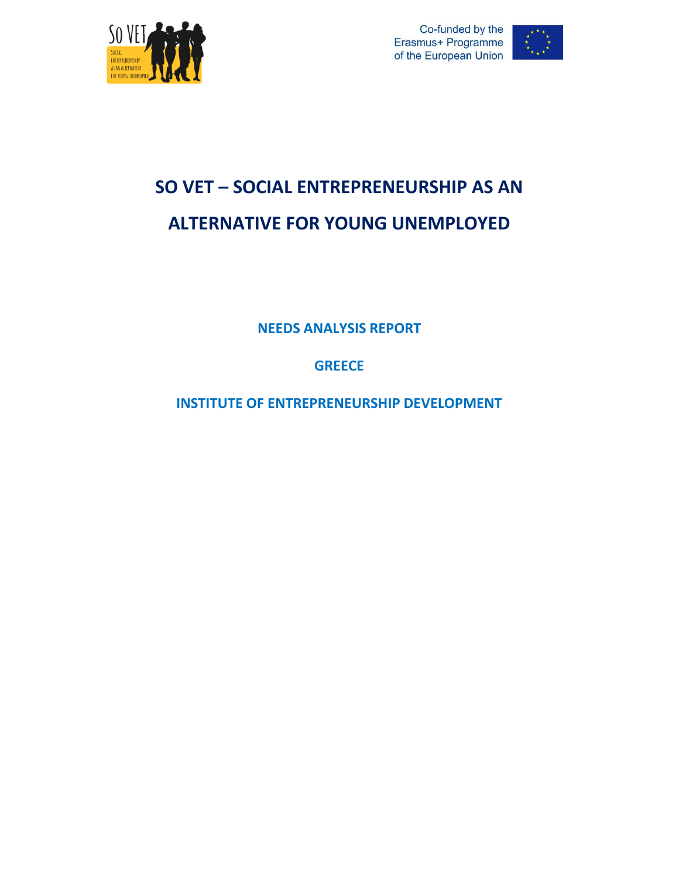# SO VET – SOCIAL ENTREPRENEURSHIP AS AN ALTERNATIVE FOR YOUNG UNEMPLOYED

## NEEDS ANALYSIS REPORT

## GREECE

## INSTITUTE OF ENTREPRENEURSHIP DEVELOPMENT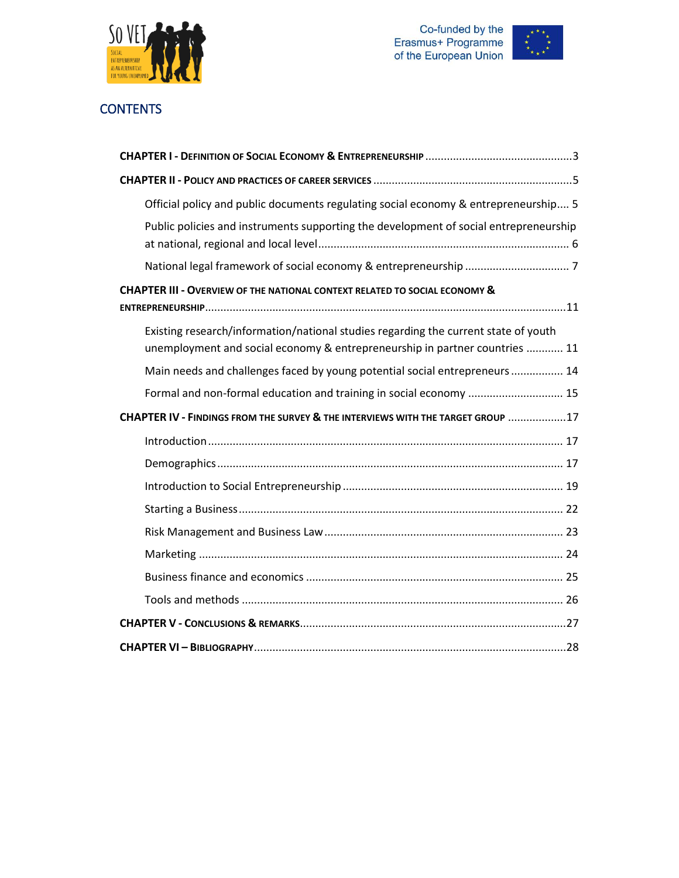## CONTENTS

**CHAPTER I - DEFINITION OF SOCIAL ECONOMY & ENTREPRENEURSHIP** .......................................................3

**CHAPTER II - POLICY AND PRACTICES OF CAREER SERVICES** ...................................................................5

- Official policy and public documents regulating social economy & entrepreneurship.... 5
- Public policies and instruments supporting the development of social entrepreneurship at national, regional and local level..................................................................................... 6
- National legal framework of social economy & entrepreneurship ................................. 7

**CHAPTER III - OVERVIEW OF THE NATIONAL CONTEXT RELATED TO SOCIAL ECONOMY & ENTREPRENEURSHIP**...........................................................................................................................11

- Existing research/information/national studies regarding the current state of youth unemployment and social economy & entrepreneurship in partner countries ............ 11
- Main needs and challenges faced by young potential social entrepreneurs ................. 14
- Formal and non-formal education and training in social economy .............................. 15

**CHAPTER IV - FINDINGS FROM THE SURVEY & THE INTERVIEWS WITH THE TARGET GROUP** ...................17

- Introduction ................................................................................................................ 17
- Demographics ............................................................................................................. 17
- Introduction to Social Entrepreneurship ...................................................................... 19
- Starting a Business ...................................................................................................... 22
- Risk Management and Business Law ........................................................................... 23
- Marketing .................................................................................................................... 24
- Business finance and economics .................................................................................. 25
- Tools and methods ...................................................................................................... 26

**CHAPTER V - CONCLUSIONS & REMARKS**.............................................................................................27

**CHAPTER VI – BIBLIOGRAPHY**...............................................................................................................28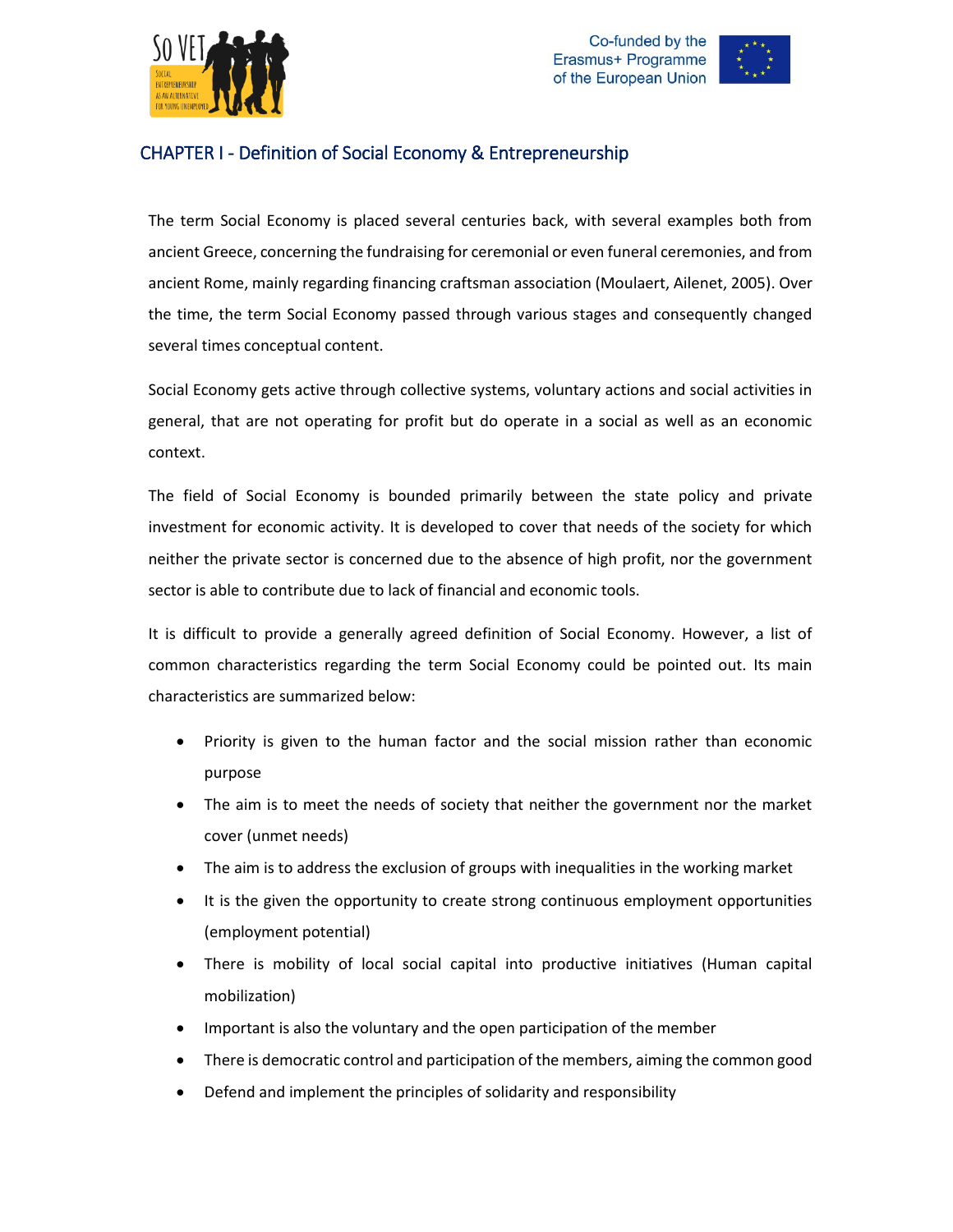# CHAPTER I - Definition of Social Economy & Entrepreneurship

The term Social Economy is placed several centuries back, with several examples both from ancient Greece, concerning the fundraising for ceremonial or even funeral ceremonies, and from ancient Rome, mainly regarding financing craftsman association (Moulaert, Ailenet, 2005). Over the time, the term Social Economy passed through various stages and consequently changed several times conceptual content.

Social Economy gets active through collective systems, voluntary actions and social activities in general, that are not operating for profit but do operate in a social as well as an economic context.

The field of Social Economy is bounded primarily between the state policy and private investment for economic activity. It is developed to cover that needs of the society for which neither the private sector is concerned due to the absence of high profit, nor the government sector is able to contribute due to lack of financial and economic tools.

It is difficult to provide a generally agreed definition of Social Economy. However, a list of common characteristics regarding the term Social Economy could be pointed out. Its main characteristics are summarized below:

- Priority is given to the human factor and the social mission rather than economic purpose
- The aim is to meet the needs of society that neither the government nor the market cover (unmet needs)
- The aim is to address the exclusion of groups with inequalities in the working market
- It is the given the opportunity to create strong continuous employment opportunities (employment potential)
- There is mobility of local social capital into productive initiatives (Human capital mobilization)
- Important is also the voluntary and the open participation of the member
- There is democratic control and participation of the members, aiming the common good
- Defend and implement the principles of solidarity and responsibility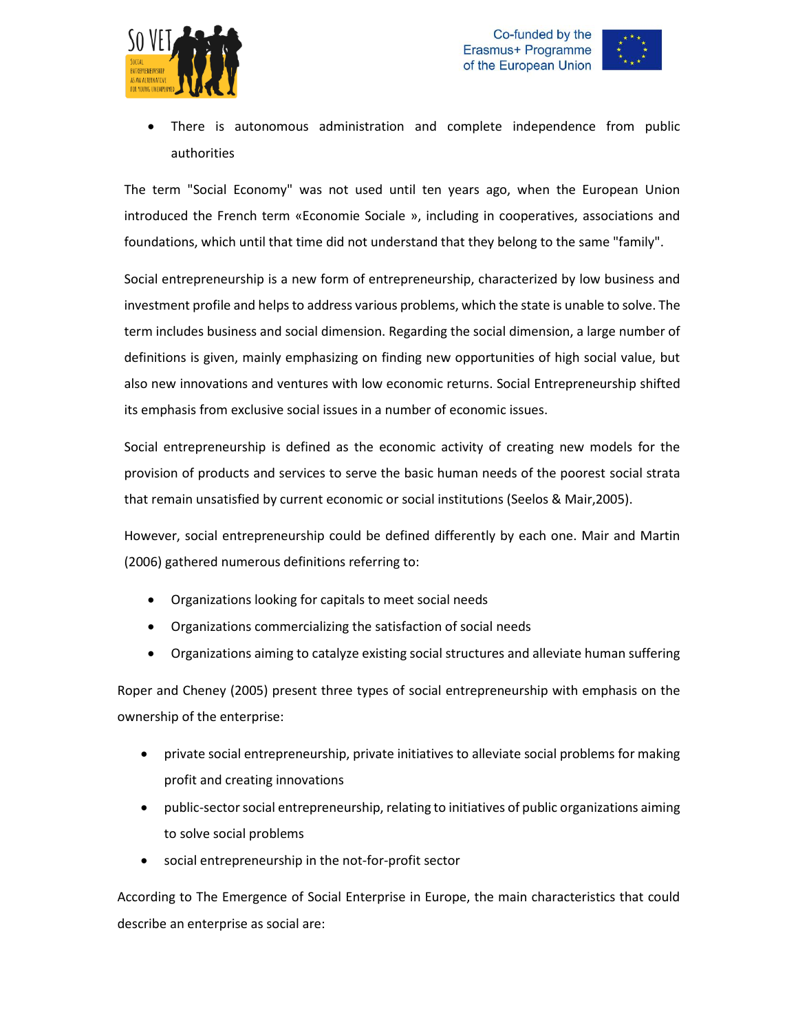- There is autonomous administration and complete independence from public authorities

The term "Social Economy" was not used until ten years ago, when the European Union introduced the French term «Economie Sociale », including in cooperatives, associations and foundations, which until that time did not understand that they belong to the same "family".

Social entrepreneurship is a new form of entrepreneurship, characterized by low business and investment profile and helps to address various problems, which the state is unable to solve. The term includes business and social dimension. Regarding the social dimension, a large number of definitions is given, mainly emphasizing on finding new opportunities of high social value, but also new innovations and ventures with low economic returns. Social Entrepreneurship shifted its emphasis from exclusive social issues in a number of economic issues.

Social entrepreneurship is defined as the economic activity of creating new models for the provision of products and services to serve the basic human needs of the poorest social strata that remain unsatisfied by current economic or social institutions (Seelos & Mair,2005).

However, social entrepreneurship could be defined differently by each one. Mair and Martin (2006) gathered numerous definitions referring to:

- Organizations looking for capitals to meet social needs
- Organizations commercializing the satisfaction of social needs
- Organizations aiming to catalyze existing social structures and alleviate human suffering

Roper and Cheney (2005) present three types of social entrepreneurship with emphasis on the ownership of the enterprise:

- private social entrepreneurship, private initiatives to alleviate social problems for making profit and creating innovations
- public-sector social entrepreneurship, relating to initiatives of public organizations aiming to solve social problems
- social entrepreneurship in the not-for-profit sector

According to The Emergence of Social Enterprise in Europe, the main characteristics that could describe an enterprise as social are: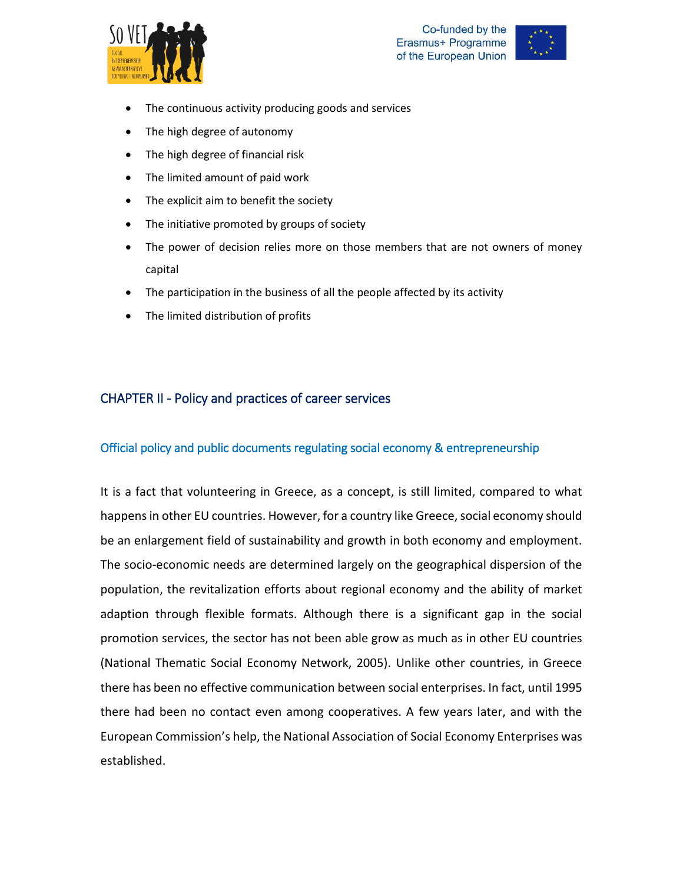- The continuous activity producing goods and services
- The high degree of autonomy
- The high degree of financial risk
- The limited amount of paid work
- The explicit aim to benefit the society
- The initiative promoted by groups of society
- The power of decision relies more on those members that are not owners of money capital
- The participation in the business of all the people affected by its activity
- The limited distribution of profits

# CHAPTER II - Policy and practices of career services

## Official policy and public documents regulating social economy & entrepreneurship

It is a fact that volunteering in Greece, as a concept, is still limited, compared to what happens in other EU countries. However, for a country like Greece, social economy should be an enlargement field of sustainability and growth in both economy and employment. The socio-economic needs are determined largely on the geographical dispersion of the population, the revitalization efforts about regional economy and the ability of market adaption through flexible formats. Although there is a significant gap in the social promotion services, the sector has not been able grow as much as in other EU countries (National Thematic Social Economy Network, 2005). Unlike other countries, in Greece there has been no effective communication between social enterprises. In fact, until 1995 there had been no contact even among cooperatives. A few years later, and with the European Commission's help, the National Association of Social Economy Enterprises was established.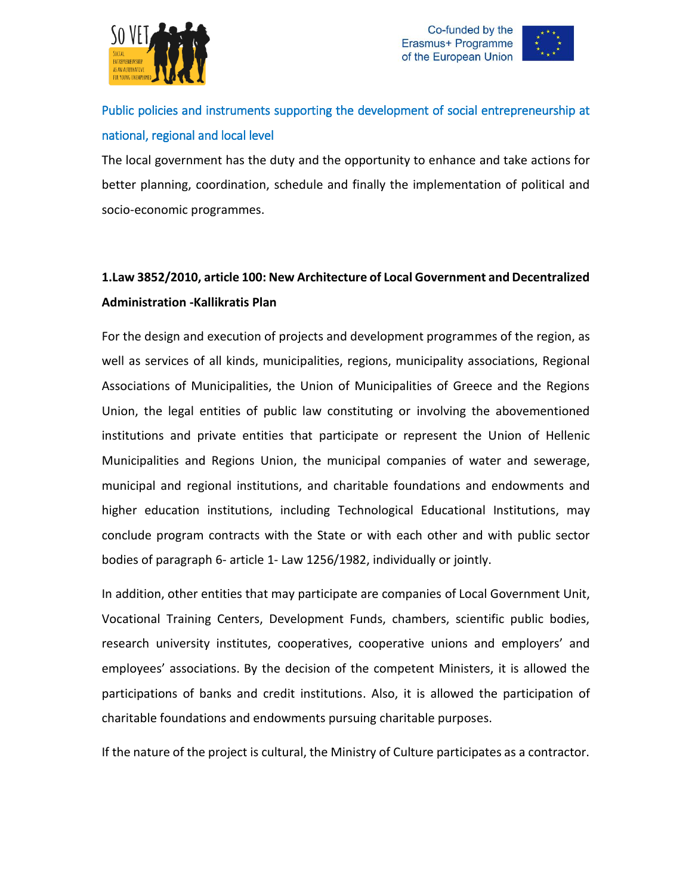## Public policies and instruments supporting the development of social entrepreneurship at national, regional and local level

The local government has the duty and the opportunity to enhance and take actions for better planning, coordination, schedule and finally the implementation of political and socio-economic programmes.

### 1.Law 3852/2010, article 100: New Architecture of Local Government and Decentralized Administration -Kallikratis Plan

For the design and execution of projects and development programmes of the region, as well as services of all kinds, municipalities, regions, municipality associations, Regional Associations of Municipalities, the Union of Municipalities of Greece and the Regions Union, the legal entities of public law constituting or involving the abovementioned institutions and private entities that participate or represent the Union of Hellenic Municipalities and Regions Union, the municipal companies of water and sewerage, municipal and regional institutions, and charitable foundations and endowments and higher education institutions, including Technological Educational Institutions, may conclude program contracts with the State or with each other and with public sector bodies of paragraph 6- article 1- Law 1256/1982, individually or jointly.

In addition, other entities that may participate are companies of Local Government Unit, Vocational Training Centers, Development Funds, chambers, scientific public bodies, research university institutes, cooperatives, cooperative unions and employers' and employees' associations. By the decision of the competent Ministers, it is allowed the participations of banks and credit institutions. Also, it is allowed the participation of charitable foundations and endowments pursuing charitable purposes.

If the nature of the project is cultural, the Ministry of Culture participates as a contractor.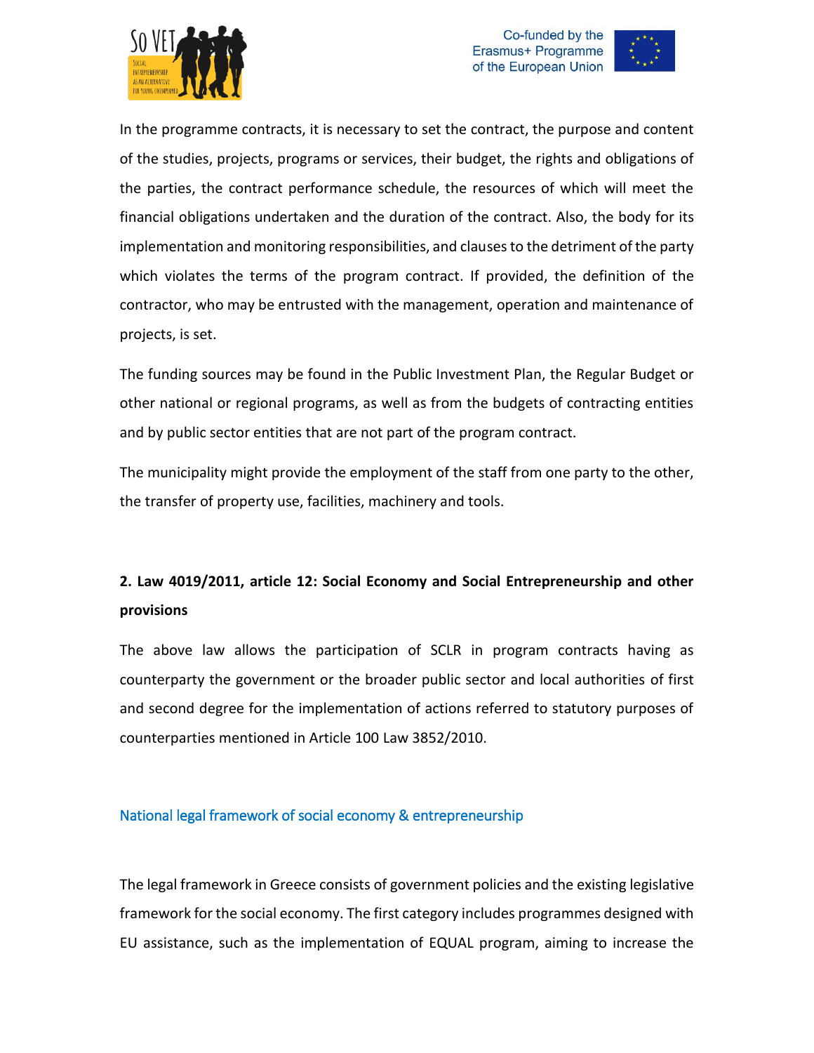In the programme contracts, it is necessary to set the contract, the purpose and content of the studies, projects, programs or services, their budget, the rights and obligations of the parties, the contract performance schedule, the resources of which will meet the financial obligations undertaken and the duration of the contract. Also, the body for its implementation and monitoring responsibilities, and clauses to the detriment of the party which violates the terms of the program contract. If provided, the definition of the contractor, who may be entrusted with the management, operation and maintenance of projects, is set.

The funding sources may be found in the Public Investment Plan, the Regular Budget or other national or regional programs, as well as from the budgets of contracting entities and by public sector entities that are not part of the program contract.

The municipality might provide the employment of the staff from one party to the other, the transfer of property use, facilities, machinery and tools.

**2. Law 4019/2011, article 12: Social Economy and Social Entrepreneurship and other provisions**

The above law allows the participation of SCLR in program contracts having as counterparty the government or the broader public sector and local authorities of first and second degree for the implementation of actions referred to statutory purposes of counterparties mentioned in Article 100 Law 3852/2010.

## National legal framework of social economy & entrepreneurship

The legal framework in Greece consists of government policies and the existing legislative framework for the social economy. The first category includes programmes designed with EU assistance, such as the implementation of EQUAL program, aiming to increase the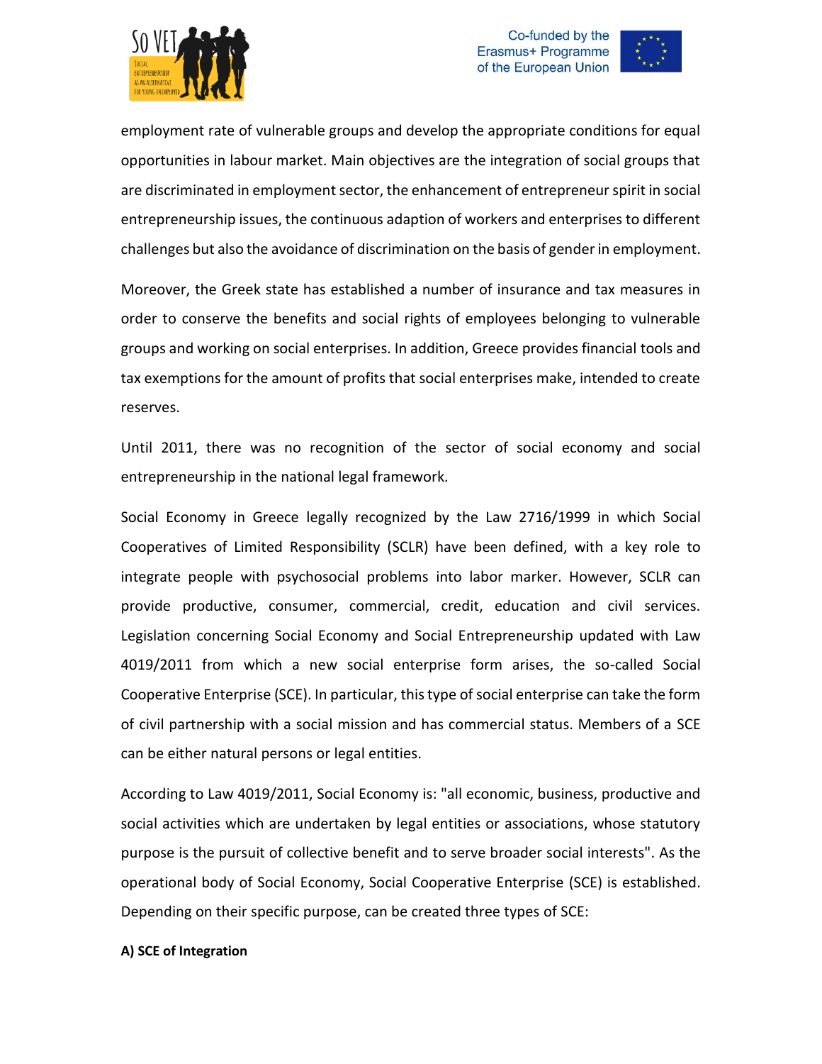employment rate of vulnerable groups and develop the appropriate conditions for equal opportunities in labour market. Main objectives are the integration of social groups that are discriminated in employment sector, the enhancement of entrepreneur spirit in social entrepreneurship issues, the continuous adaption of workers and enterprises to different challenges but also the avoidance of discrimination on the basis of gender in employment.

Moreover, the Greek state has established a number of insurance and tax measures in order to conserve the benefits and social rights of employees belonging to vulnerable groups and working on social enterprises. In addition, Greece provides financial tools and tax exemptions for the amount of profits that social enterprises make, intended to create reserves.

Until 2011, there was no recognition of the sector of social economy and social entrepreneurship in the national legal framework.

Social Economy in Greece legally recognized by the Law 2716/1999 in which Social Cooperatives of Limited Responsibility (SCLR) have been defined, with a key role to integrate people with psychosocial problems into labor marker. However, SCLR can provide productive, consumer, commercial, credit, education and civil services. Legislation concerning Social Economy and Social Entrepreneurship updated with Law 4019/2011 from which a new social enterprise form arises, the so-called Social Cooperative Enterprise (SCE). In particular, this type of social enterprise can take the form of civil partnership with a social mission and has commercial status. Members of a SCE can be either natural persons or legal entities.

According to Law 4019/2011, Social Economy is: "all economic, business, productive and social activities which are undertaken by legal entities or associations, whose statutory purpose is the pursuit of collective benefit and to serve broader social interests". As the operational body of Social Economy, Social Cooperative Enterprise (SCE) is established. Depending on their specific purpose, can be created three types of SCE:

**A) SCE of Integration**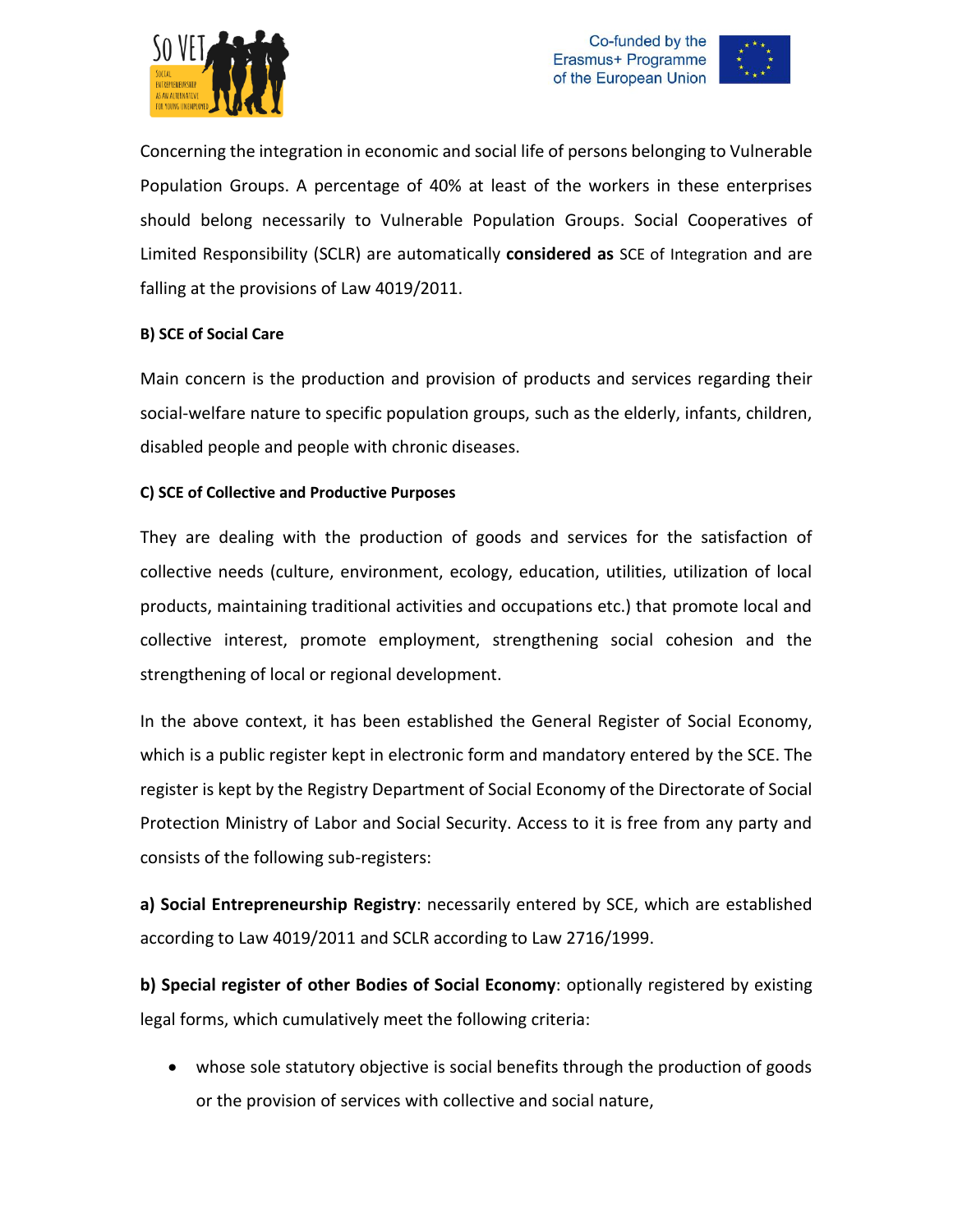Concerning the integration in economic and social life of persons belonging to Vulnerable Population Groups. A percentage of 40% at least of the workers in these enterprises should belong necessarily to Vulnerable Population Groups. Social Cooperatives of Limited Responsibility (SCLR) are automatically **considered as** SCE of Integration and are falling at the provisions of Law 4019/2011.

**B) SCE of Social Care**

Main concern is the production and provision of products and services regarding their social-welfare nature to specific population groups, such as the elderly, infants, children, disabled people and people with chronic diseases.

**C) SCE of Collective and Productive Purposes**

They are dealing with the production of goods and services for the satisfaction of collective needs (culture, environment, ecology, education, utilities, utilization of local products, maintaining traditional activities and occupations etc.) that promote local and collective interest, promote employment, strengthening social cohesion and the strengthening of local or regional development.

In the above context, it has been established the General Register of Social Economy, which is a public register kept in electronic form and mandatory entered by the SCE. The register is kept by the Registry Department of Social Economy of the Directorate of Social Protection Ministry of Labor and Social Security. Access to it is free from any party and consists of the following sub-registers:

**a) Social Entrepreneurship Registry**: necessarily entered by SCE, which are established according to Law 4019/2011 and SCLR according to Law 2716/1999.

**b) Special register of other Bodies of Social Economy**: optionally registered by existing legal forms, which cumulatively meet the following criteria:

- whose sole statutory objective is social benefits through the production of goods or the provision of services with collective and social nature,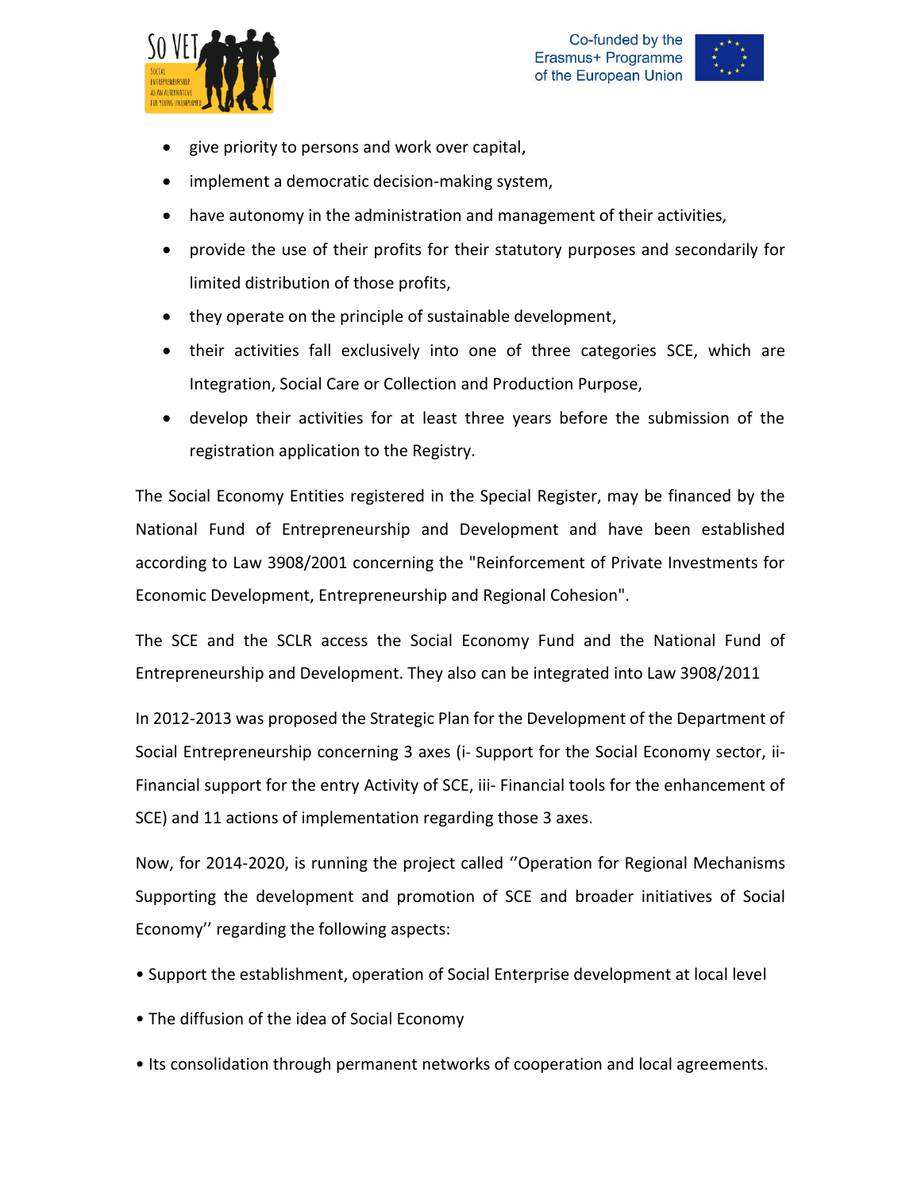- give priority to persons and work over capital,
- implement a democratic decision-making system,
- have autonomy in the administration and management of their activities,
- provide the use of their profits for their statutory purposes and secondarily for limited distribution of those profits,
- they operate on the principle of sustainable development,
- their activities fall exclusively into one of three categories SCE, which are Integration, Social Care or Collection and Production Purpose,
- develop their activities for at least three years before the submission of the registration application to the Registry.

The Social Economy Entities registered in the Special Register, may be financed by the National Fund of Entrepreneurship and Development and have been established according to Law 3908/2001 concerning the "Reinforcement of Private Investments for Economic Development, Entrepreneurship and Regional Cohesion".

The SCE and the SCLR access the Social Economy Fund and the National Fund of Entrepreneurship and Development. They also can be integrated into Law 3908/2011

In 2012-2013 was proposed the Strategic Plan for the Development of the Department of Social Entrepreneurship concerning 3 axes (i- Support for the Social Economy sector, ii- Financial support for the entry Activity of SCE, iii- Financial tools for the enhancement of SCE) and 11 actions of implementation regarding those 3 axes.

Now, for 2014-2020, is running the project called ''Operation for Regional Mechanisms Supporting the development and promotion of SCE and broader initiatives of Social Economy'' regarding the following aspects:

- Support the establishment, operation of Social Enterprise development at local level
- The diffusion of the idea of Social Economy
- Its consolidation through permanent networks of cooperation and local agreements.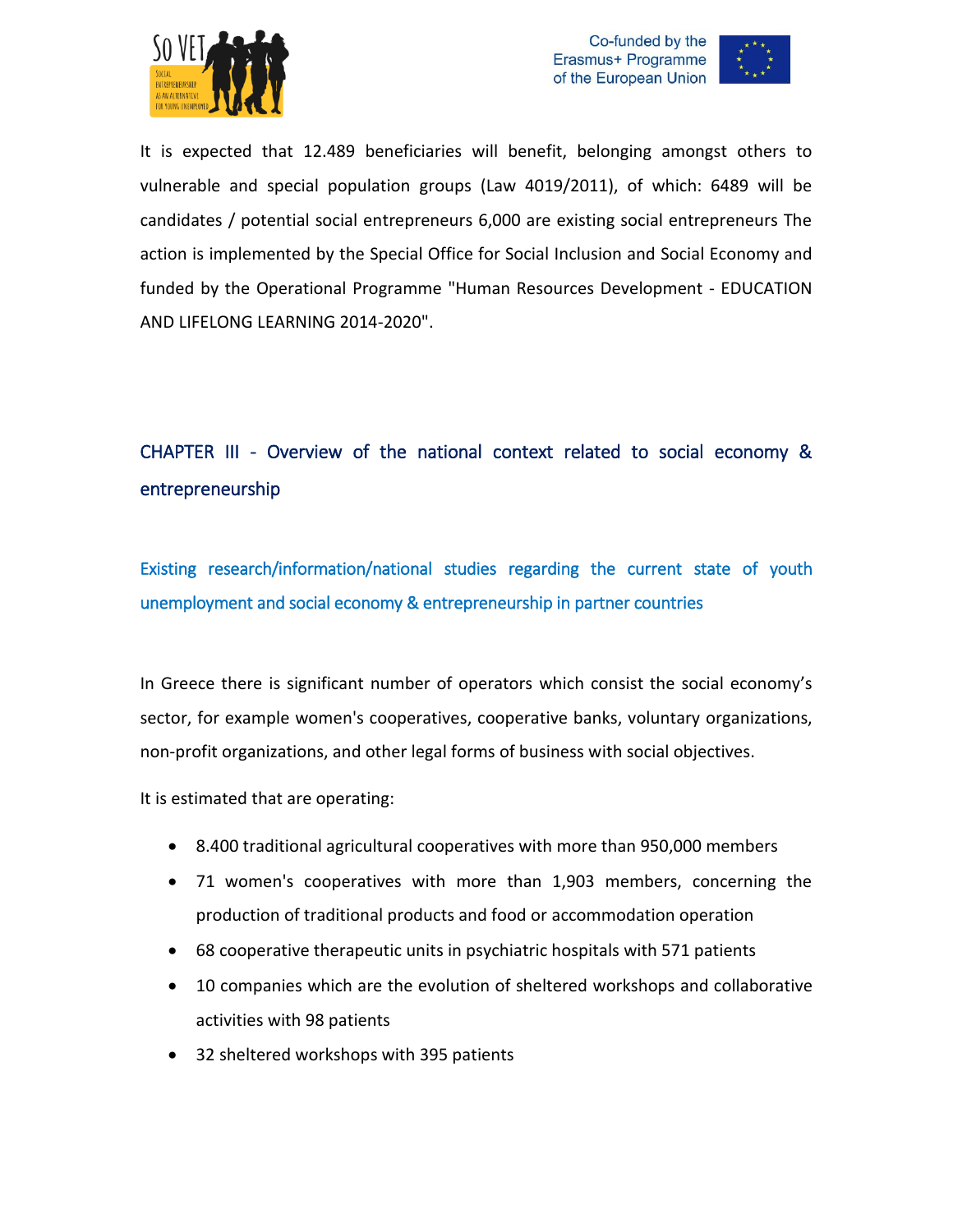It is expected that 12.489 beneficiaries will benefit, belonging amongst others to vulnerable and special population groups (Law 4019/2011), of which: 6489 will be candidates / potential social entrepreneurs 6,000 are existing social entrepreneurs The action is implemented by the Special Office for Social Inclusion and Social Economy and funded by the Operational Programme "Human Resources Development - EDUCATION AND LIFELONG LEARNING 2014-2020".

# CHAPTER III - Overview of the national context related to social economy & entrepreneurship

## Existing research/information/national studies regarding the current state of youth unemployment and social economy & entrepreneurship in partner countries

In Greece there is significant number of operators which consist the social economy's sector, for example women's cooperatives, cooperative banks, voluntary organizations, non-profit organizations, and other legal forms of business with social objectives.

It is estimated that are operating:

- 8.400 traditional agricultural cooperatives with more than 950,000 members
- 71 women's cooperatives with more than 1,903 members, concerning the production of traditional products and food or accommodation operation
- 68 cooperative therapeutic units in psychiatric hospitals with 571 patients
- 10 companies which are the evolution of sheltered workshops and collaborative activities with 98 patients
- 32 sheltered workshops with 395 patients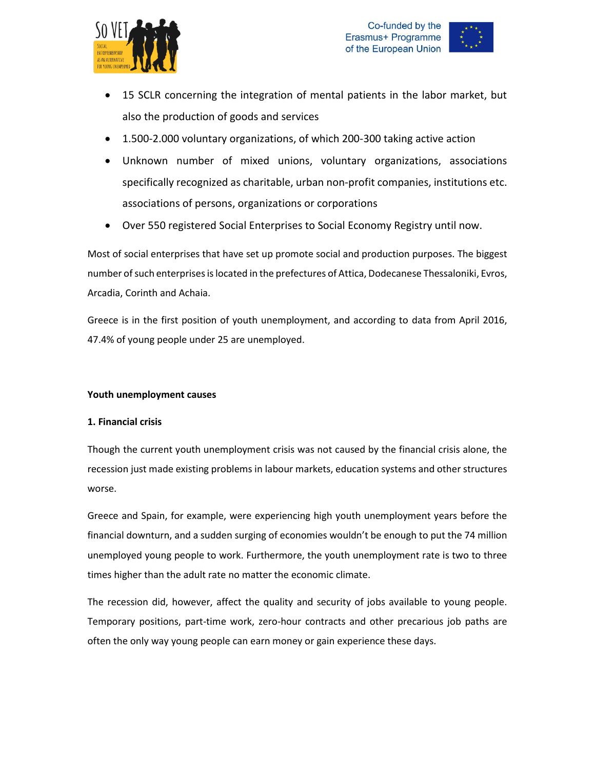- 15 SCLR concerning the integration of mental patients in the labor market, but also the production of goods and services
- 1.500-2.000 voluntary organizations, of which 200-300 taking active action
- Unknown number of mixed unions, voluntary organizations, associations specifically recognized as charitable, urban non-profit companies, institutions etc. associations of persons, organizations or corporations
- Over 550 registered Social Enterprises to Social Economy Registry until now.

Most of social enterprises that have set up promote social and production purposes. The biggest number of such enterprises is located in the prefectures of Attica, Dodecanese Thessaloniki, Evros, Arcadia, Corinth and Achaia.

Greece is in the first position of youth unemployment, and according to data from April 2016, 47.4% of young people under 25 are unemployed.

**Youth unemployment causes**

**1. Financial crisis**

Though the current youth unemployment crisis was not caused by the financial crisis alone, the recession just made existing problems in labour markets, education systems and other structures worse.

Greece and Spain, for example, were experiencing high youth unemployment years before the financial downturn, and a sudden surging of economies wouldn't be enough to put the 74 million unemployed young people to work. Furthermore, the youth unemployment rate is two to three times higher than the adult rate no matter the economic climate.

The recession did, however, affect the quality and security of jobs available to young people. Temporary positions, part-time work, zero-hour contracts and other precarious job paths are often the only way young people can earn money or gain experience these days.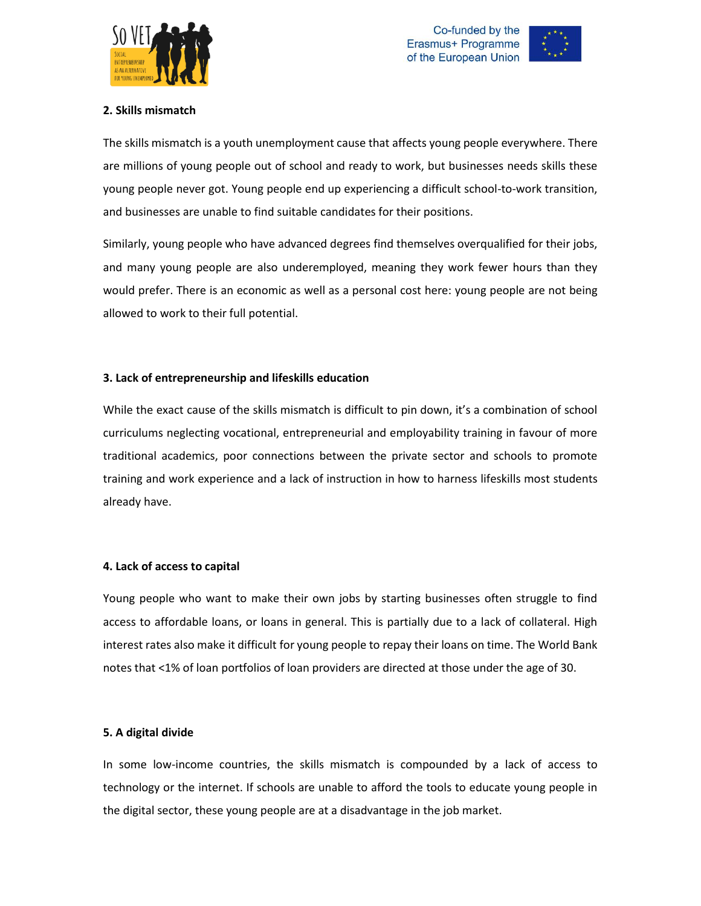**2. Skills mismatch**

The skills mismatch is a youth unemployment cause that affects young people everywhere. There are millions of young people out of school and ready to work, but businesses needs skills these young people never got. Young people end up experiencing a difficult school-to-work transition, and businesses are unable to find suitable candidates for their positions.

Similarly, young people who have advanced degrees find themselves overqualified for their jobs, and many young people are also underemployed, meaning they work fewer hours than they would prefer. There is an economic as well as a personal cost here: young people are not being allowed to work to their full potential.

**3. Lack of entrepreneurship and lifeskills education**

While the exact cause of the skills mismatch is difficult to pin down, it's a combination of school curriculums neglecting vocational, entrepreneurial and employability training in favour of more traditional academics, poor connections between the private sector and schools to promote training and work experience and a lack of instruction in how to harness lifeskills most students already have.

**4. Lack of access to capital**

Young people who want to make their own jobs by starting businesses often struggle to find access to affordable loans, or loans in general. This is partially due to a lack of collateral. High interest rates also make it difficult for young people to repay their loans on time. The World Bank notes that <1% of loan portfolios of loan providers are directed at those under the age of 30.

**5. A digital divide**

In some low-income countries, the skills mismatch is compounded by a lack of access to technology or the internet. If schools are unable to afford the tools to educate young people in the digital sector, these young people are at a disadvantage in the job market.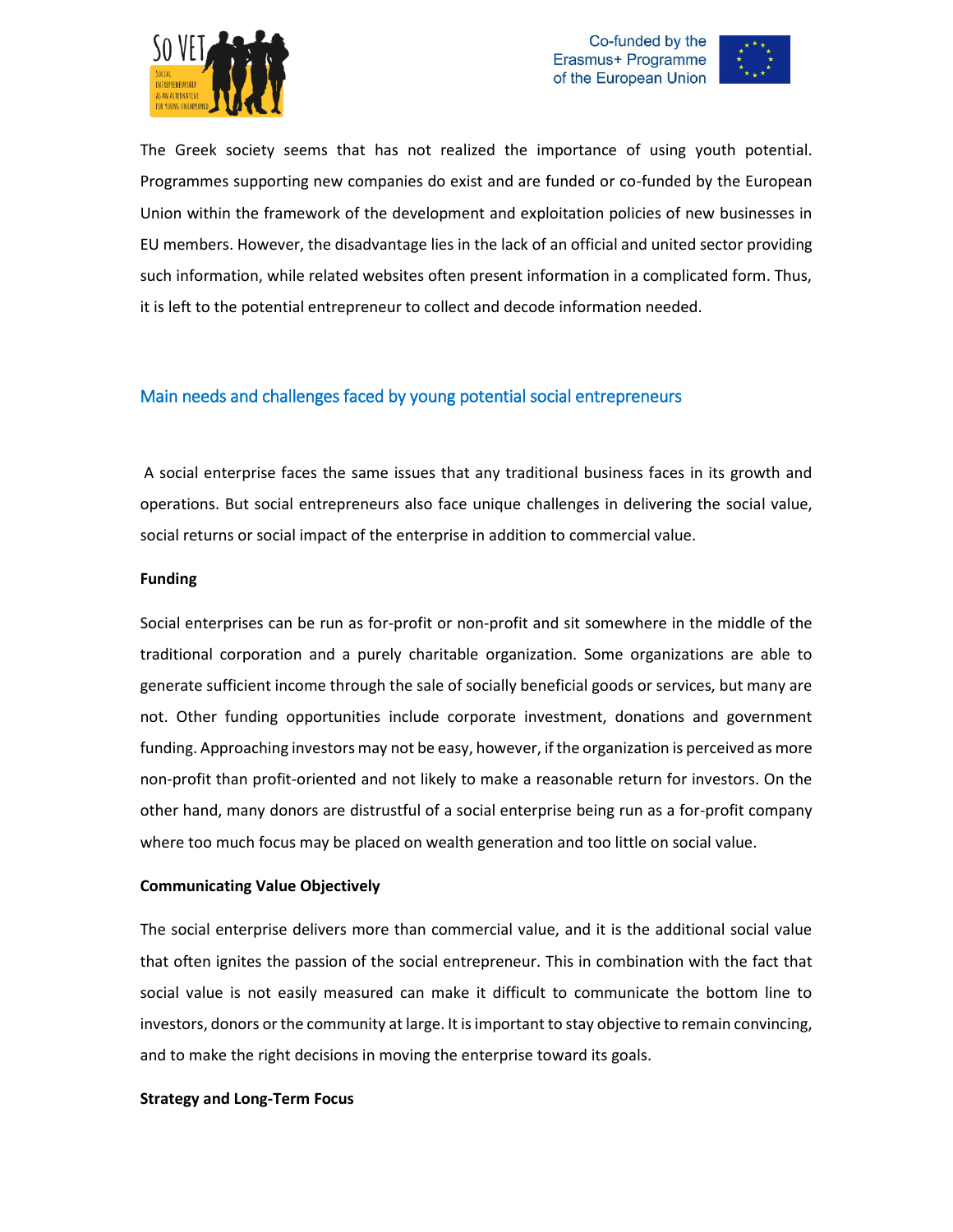The Greek society seems that has not realized the importance of using youth potential. Programmes supporting new companies do exist and are funded or co-funded by the European Union within the framework of the development and exploitation policies of new businesses in EU members. However, the disadvantage lies in the lack of an official and united sector providing such information, while related websites often present information in a complicated form. Thus, it is left to the potential entrepreneur to collect and decode information needed.

## Main needs and challenges faced by young potential social entrepreneurs

A social enterprise faces the same issues that any traditional business faces in its growth and operations. But social entrepreneurs also face unique challenges in delivering the social value, social returns or social impact of the enterprise in addition to commercial value.

**Funding**

Social enterprises can be run as for-profit or non-profit and sit somewhere in the middle of the traditional corporation and a purely charitable organization. Some organizations are able to generate sufficient income through the sale of socially beneficial goods or services, but many are not. Other funding opportunities include corporate investment, donations and government funding. Approaching investors may not be easy, however, if the organization is perceived as more non-profit than profit-oriented and not likely to make a reasonable return for investors. On the other hand, many donors are distrustful of a social enterprise being run as a for-profit company where too much focus may be placed on wealth generation and too little on social value.

**Communicating Value Objectively**

The social enterprise delivers more than commercial value, and it is the additional social value that often ignites the passion of the social entrepreneur. This in combination with the fact that social value is not easily measured can make it difficult to communicate the bottom line to investors, donors or the community at large. It is important to stay objective to remain convincing, and to make the right decisions in moving the enterprise toward its goals.

**Strategy and Long-Term Focus**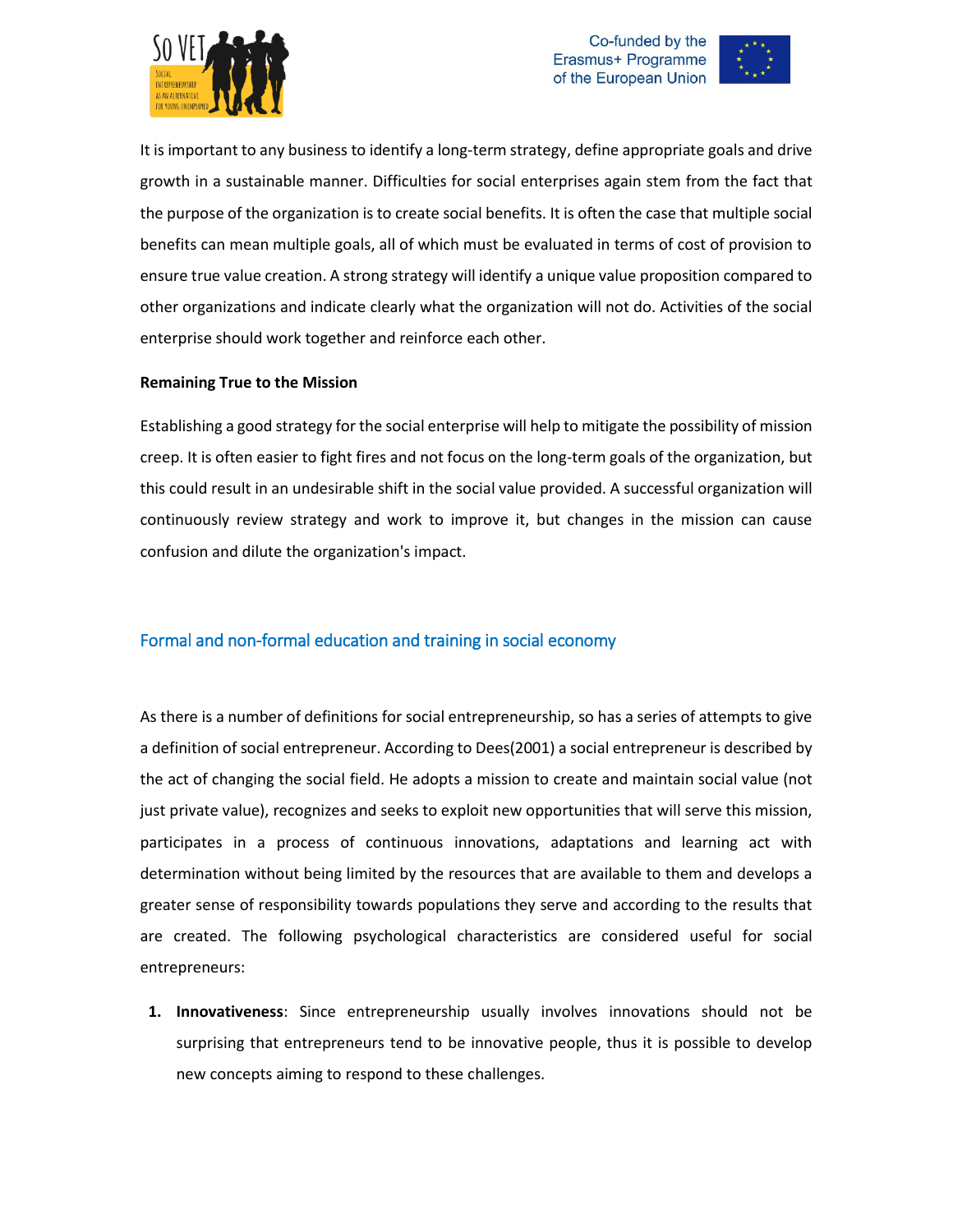It is important to any business to identify a long-term strategy, define appropriate goals and drive growth in a sustainable manner. Difficulties for social enterprises again stem from the fact that the purpose of the organization is to create social benefits. It is often the case that multiple social benefits can mean multiple goals, all of which must be evaluated in terms of cost of provision to ensure true value creation. A strong strategy will identify a unique value proposition compared to other organizations and indicate clearly what the organization will not do. Activities of the social enterprise should work together and reinforce each other.

**Remaining True to the Mission**

Establishing a good strategy for the social enterprise will help to mitigate the possibility of mission creep. It is often easier to fight fires and not focus on the long-term goals of the organization, but this could result in an undesirable shift in the social value provided. A successful organization will continuously review strategy and work to improve it, but changes in the mission can cause confusion and dilute the organization's impact.

## Formal and non-formal education and training in social economy

As there is a number of definitions for social entrepreneurship, so has a series of attempts to give a definition of social entrepreneur. According to Dees(2001) a social entrepreneur is described by the act of changing the social field. He adopts a mission to create and maintain social value (not just private value), recognizes and seeks to exploit new opportunities that will serve this mission, participates in a process of continuous innovations, adaptations and learning act with determination without being limited by the resources that are available to them and develops a greater sense of responsibility towards populations they serve and according to the results that are created. The following psychological characteristics are considered useful for social entrepreneurs:

1. **Innovativeness**: Since entrepreneurship usually involves innovations should not be surprising that entrepreneurs tend to be innovative people, thus it is possible to develop new concepts aiming to respond to these challenges.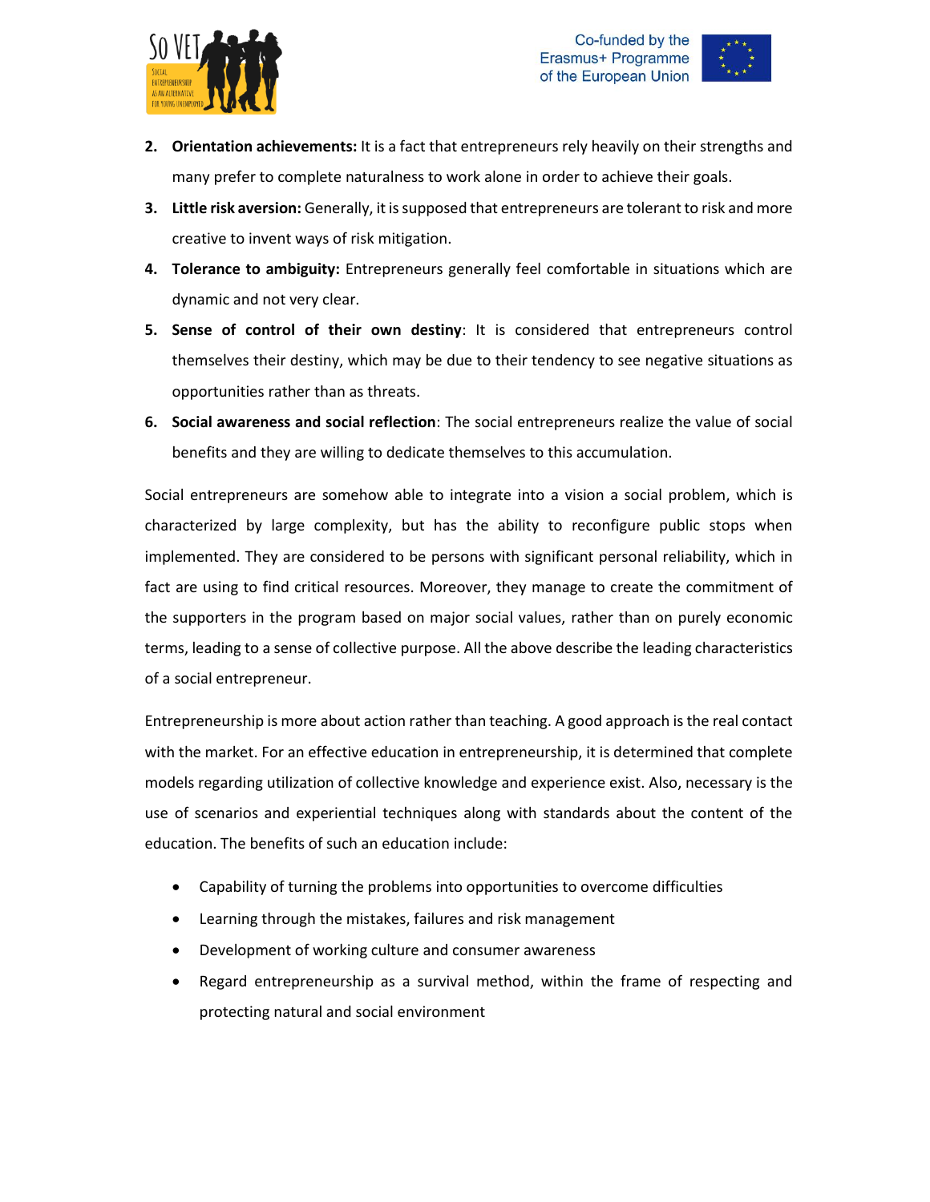2. **Orientation achievements:** It is a fact that entrepreneurs rely heavily on their strengths and many prefer to complete naturalness to work alone in order to achieve their goals.
3. **Little risk aversion:** Generally, it is supposed that entrepreneurs are tolerant to risk and more creative to invent ways of risk mitigation.
4. **Tolerance to ambiguity:** Entrepreneurs generally feel comfortable in situations which are dynamic and not very clear.
5. **Sense of control of their own destiny**: It is considered that entrepreneurs control themselves their destiny, which may be due to their tendency to see negative situations as opportunities rather than as threats.
6. **Social awareness and social reflection**: The social entrepreneurs realize the value of social benefits and they are willing to dedicate themselves to this accumulation.

Social entrepreneurs are somehow able to integrate into a vision a social problem, which is characterized by large complexity, but has the ability to reconfigure public stops when implemented. They are considered to be persons with significant personal reliability, which in fact are using to find critical resources. Moreover, they manage to create the commitment of the supporters in the program based on major social values, rather than on purely economic terms, leading to a sense of collective purpose. All the above describe the leading characteristics of a social entrepreneur.

Entrepreneurship is more about action rather than teaching. A good approach is the real contact with the market. For an effective education in entrepreneurship, it is determined that complete models regarding utilization of collective knowledge and experience exist. Also, necessary is the use of scenarios and experiential techniques along with standards about the content of the education. The benefits of such an education include:

- Capability of turning the problems into opportunities to overcome difficulties
- Learning through the mistakes, failures and risk management
- Development of working culture and consumer awareness
- Regard entrepreneurship as a survival method, within the frame of respecting and protecting natural and social environment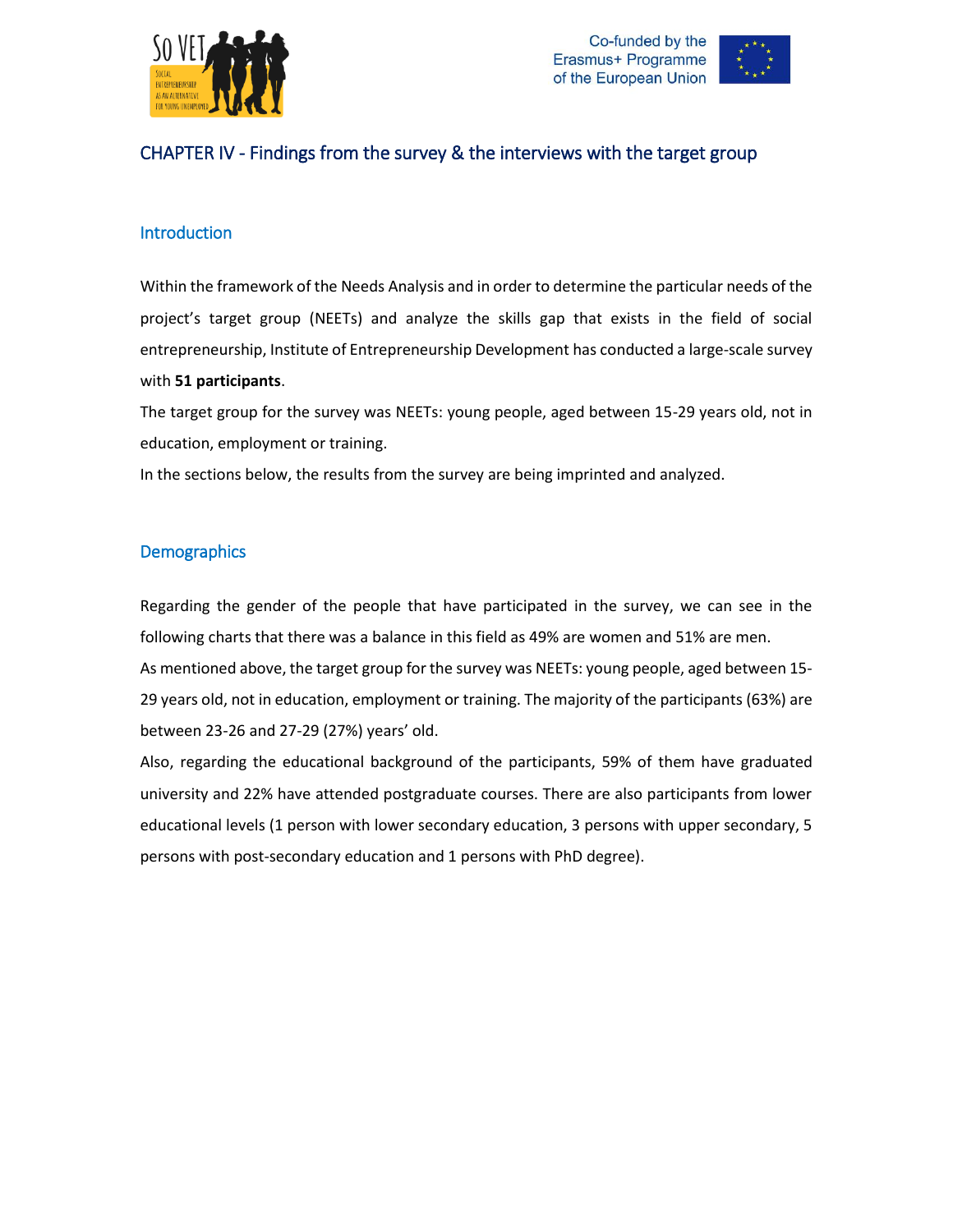## CHAPTER IV - Findings from the survey & the interviews with the target group

### Introduction

Within the framework of the Needs Analysis and in order to determine the particular needs of the project's target group (NEETs) and analyze the skills gap that exists in the field of social entrepreneurship, Institute of Entrepreneurship Development has conducted a large-scale survey with **51 participants**.

The target group for the survey was NEETs: young people, aged between 15-29 years old, not in education, employment or training.

In the sections below, the results from the survey are being imprinted and analyzed.

### Demographics

Regarding the gender of the people that have participated in the survey, we can see in the following charts that there was a balance in this field as 49% are women and 51% are men.

As mentioned above, the target group for the survey was NEETs: young people, aged between 15-29 years old, not in education, employment or training. The majority of the participants (63%) are between 23-26 and 27-29 (27%) years' old.

Also, regarding the educational background of the participants, 59% of them have graduated university and 22% have attended postgraduate courses. There are also participants from lower educational levels (1 person with lower secondary education, 3 persons with upper secondary, 5 persons with post-secondary education and 1 persons with PhD degree).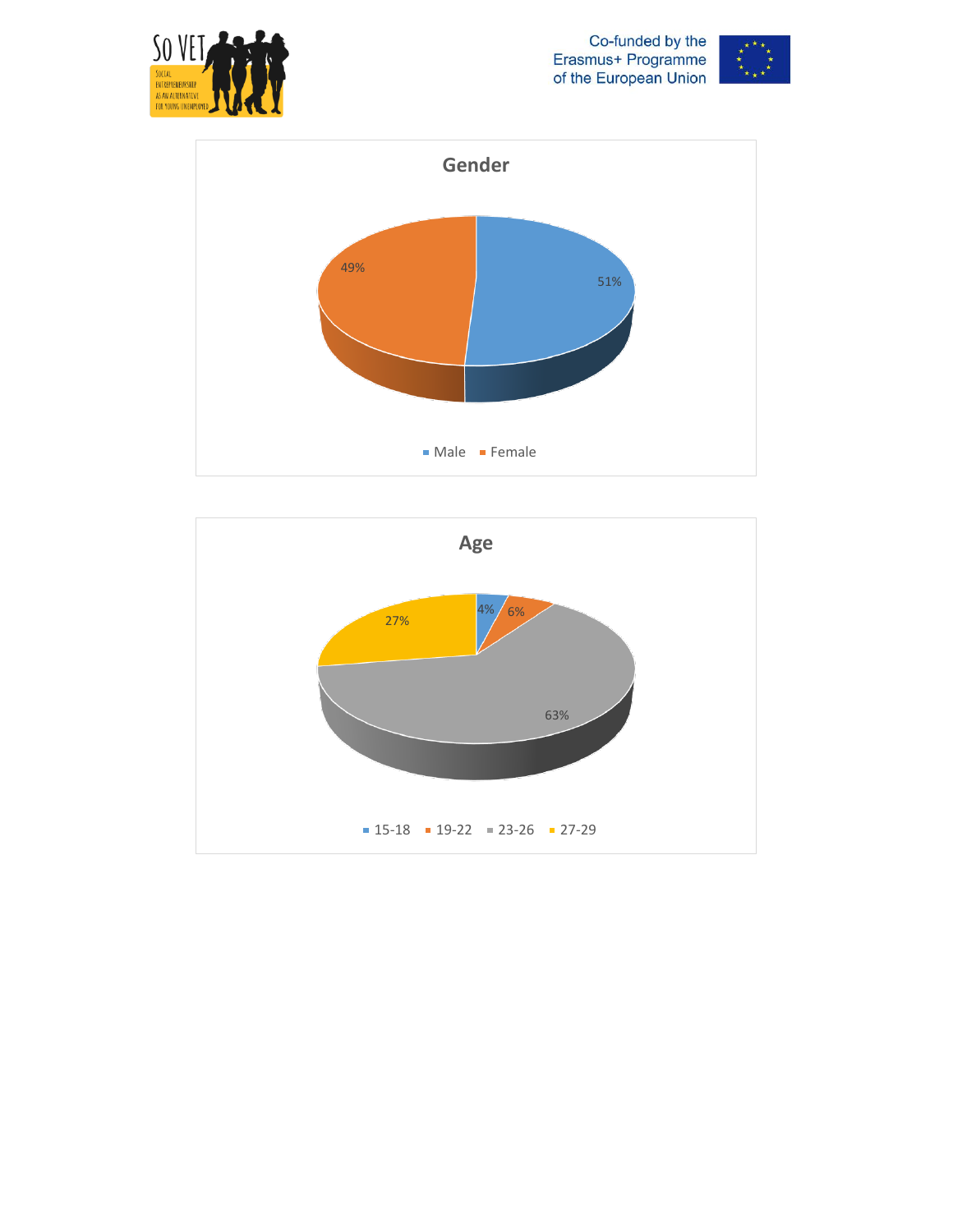**Gender**

| Gender | % |
|---|---|
| Male | 51% |
| Female | 49% |

**Age**

| Age | % |
|---|---|
| 15-18 | 4% |
| 19-22 | 6% |
| 23-26 | 63% |
| 27-29 | 27% |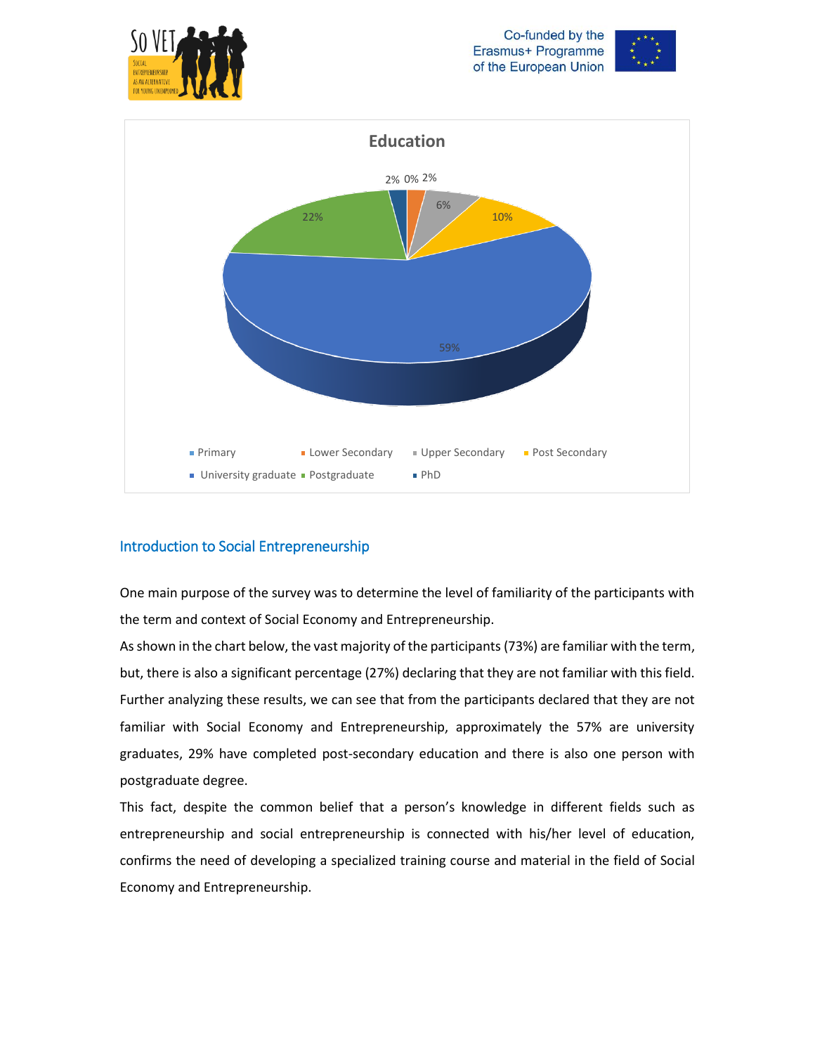**Education**

| Category | Percentage |
|---|---|
| Primary | 0% |
| Lower Secondary | 2% |
| Upper Secondary | 6% |
| Post Secondary | 10% |
| University graduate | 59% |
| Postgraduate | 22% |
| PhD | 2% |

## Introduction to Social Entrepreneurship

One main purpose of the survey was to determine the level of familiarity of the participants with the term and context of Social Economy and Entrepreneurship.

As shown in the chart below, the vast majority of the participants (73%) are familiar with the term, but, there is also a significant percentage (27%) declaring that they are not familiar with this field. Further analyzing these results, we can see that from the participants declared that they are not familiar with Social Economy and Entrepreneurship, approximately the 57% are university graduates, 29% have completed post-secondary education and there is also one person with postgraduate degree.

This fact, despite the common belief that a person's knowledge in different fields such as entrepreneurship and social entrepreneurship is connected with his/her level of education, confirms the need of developing a specialized training course and material in the field of Social Economy and Entrepreneurship.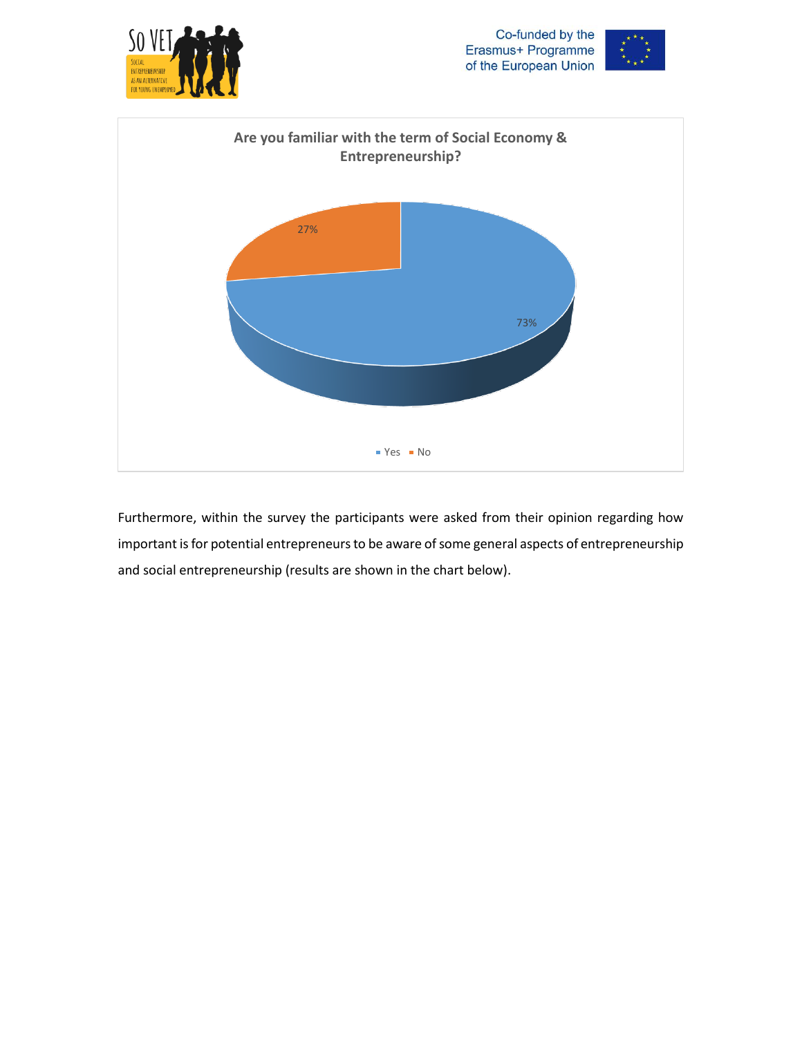**Are you familiar with the term of Social Economy & Entrepreneurship?**

| Response | Percentage |
| --- | --- |
| Yes | 73% |
| No | 27% |

Furthermore, within the survey the participants were asked from their opinion regarding how important is for potential entrepreneurs to be aware of some general aspects of entrepreneurship and social entrepreneurship (results are shown in the chart below).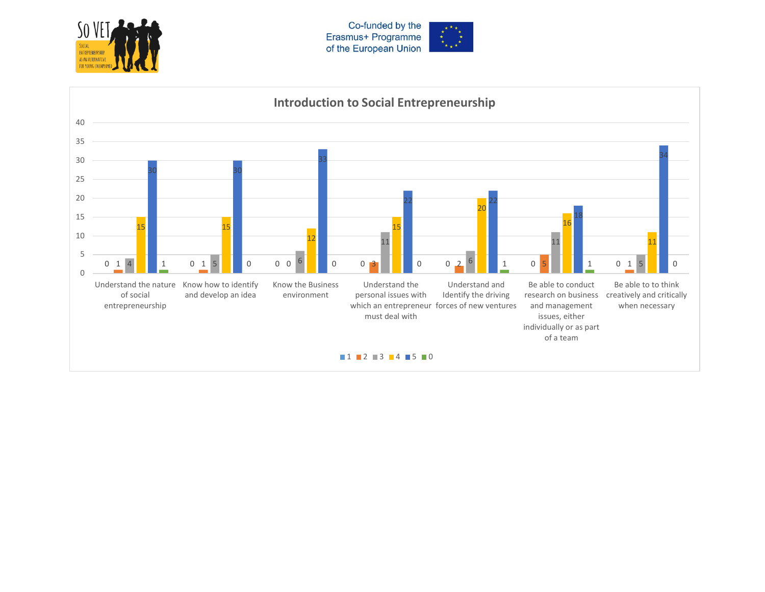## Introduction to Social Entrepreneurship

| | 1 | 2 | 3 | 4 | 5 | 0 |
|---|---|---|---|---|---|---|
| Understand the nature of social entrepreneurship | 0 | 1 | 4 | 15 | 30 | 1 |
| Know how to identify and develop an idea | 0 | 1 | 5 | 15 | 30 | 0 |
| Know the Business environment | 0 | 0 | 6 | 12 | 33 | 0 |
| Understand the personal issues with which an entrepreneur must deal with | 0 | 3 | 11 | 15 | 22 | 0 |
| Understand and Identify the driving forces of new ventures | 0 | 2 | 6 | 20 | 22 | 1 |
| Be able to conduct research on business and management issues, either individually or as part of a team | 0 | 5 | 11 | 16 | 18 | 1 |
| Be able to to think creatively and critically when necessary | 0 | 1 | 5 | 11 | 34 | 0 |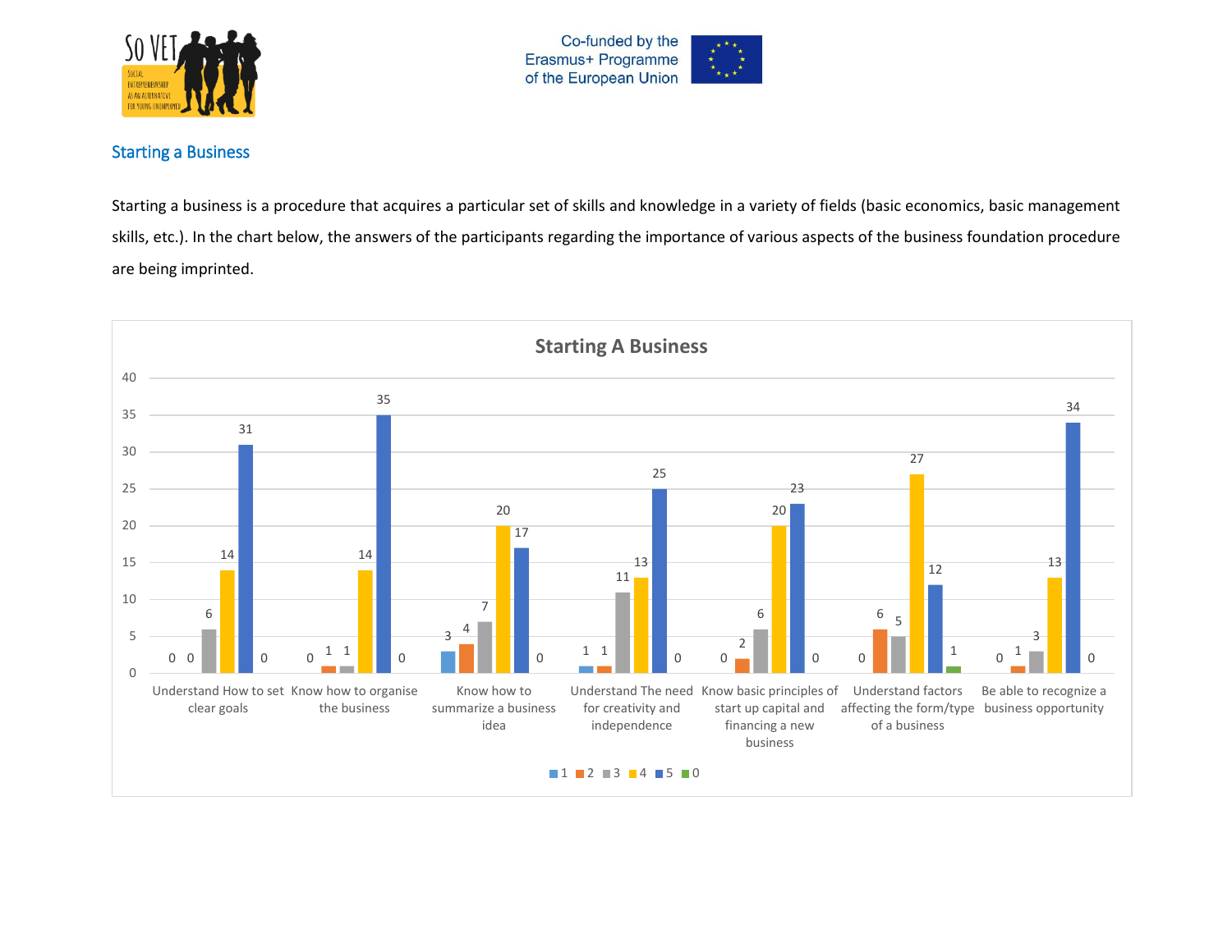## Starting a Business

Starting a business is a procedure that acquires a particular set of skills and knowledge in a variety of fields (basic economics, basic management skills, etc.). In the chart below, the answers of the participants regarding the importance of various aspects of the business foundation procedure are being imprinted.

**Starting A Business**

| | 1 | 2 | 3 | 4 | 5 | 0 |
|---|---|---|---|---|---|---|
| Understand How to set clear goals | 0 | 0 | 6 | 14 | 31 | 0 |
| Know how to organise the business | 0 | 1 | 1 | 14 | 35 | 0 |
| Know how to summarize a business idea | 3 | 4 | 7 | 20 | 17 | 0 |
| Understand The need for creativity and independence | 1 | 1 | 11 | 13 | 25 | 0 |
| Know basic principles of start up capital and financing a new business | 0 | 2 | 6 | 20 | 23 | 0 |
| Understand factors affecting the form/type of a business | 0 | 6 | 5 | 27 | 12 | 1 |
| Be able to recognize a business opportunity | 0 | 1 | 3 | 13 | 34 | 0 |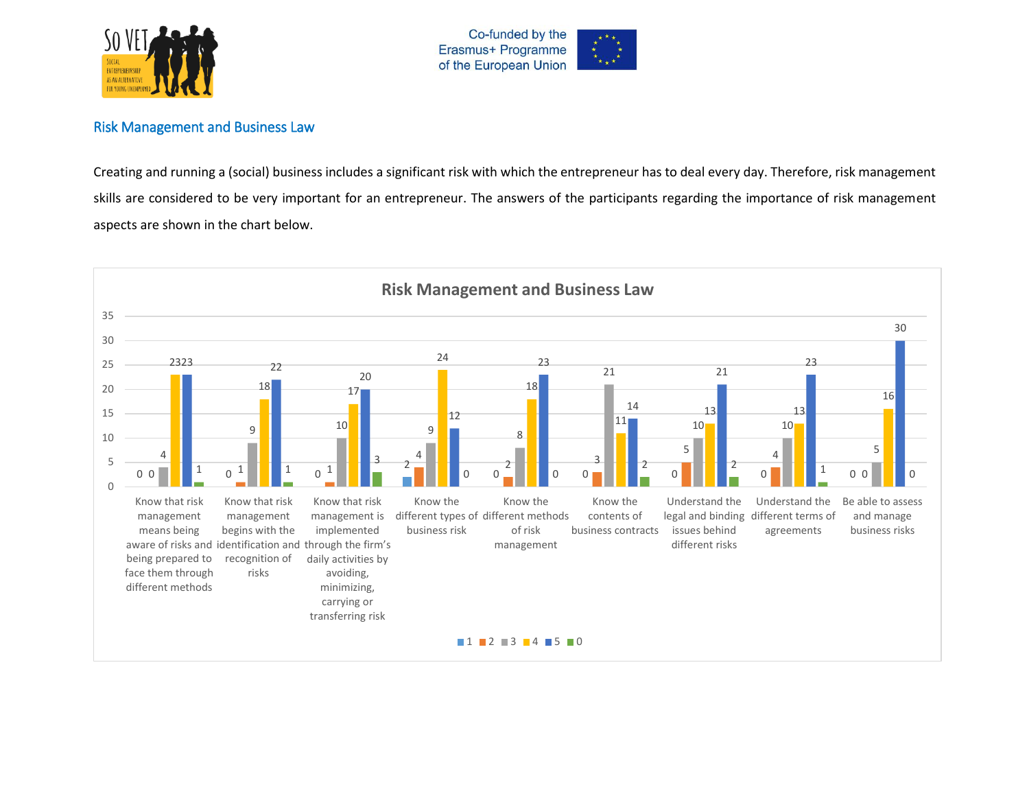## Risk Management and Business Law

Creating and running a (social) business includes a significant risk with which the entrepreneur has to deal every day. Therefore, risk management skills are considered to be very important for an entrepreneur. The answers of the participants regarding the importance of risk management aspects are shown in the chart below.

**Risk Management and Business Law**

| | 1 | 2 | 3 | 4 | 5 | 0 |
|---|---|---|---|---|---|---|
| Know that risk management means being aware of risks and being prepared to face them through different methods | 0 | 0 | 4 | 23 | 23 | 1 |
| Know that risk management begins with the identification and recognition of risks | 0 | 1 | 9 | 18 | 22 | 1 |
| Know that risk management is implemented through the firm's daily activities by avoiding, minimizing, carrying or transferring risk | 0 | 1 | 10 | 17 | 20 | 3 |
| Know the different types of business risk | 2 | 4 | 9 | 24 | 12 | 0 |
| Know the different methods of risk management | 0 | 2 | 8 | 18 | 23 | 0 |
| Know the contents of business contracts | 0 | 3 | 21 | 11 | 14 | 2 |
| Understand the legal and binding issues behind different risks | 0 | 5 | 10 | 13 | 21 | 2 |
| Understand the different terms of agreements | 0 | 4 | 10 | 13 | 23 | 1 |
| Be able to assess and manage business risks | 0 | 0 | 5 | 16 | 30 | 0 |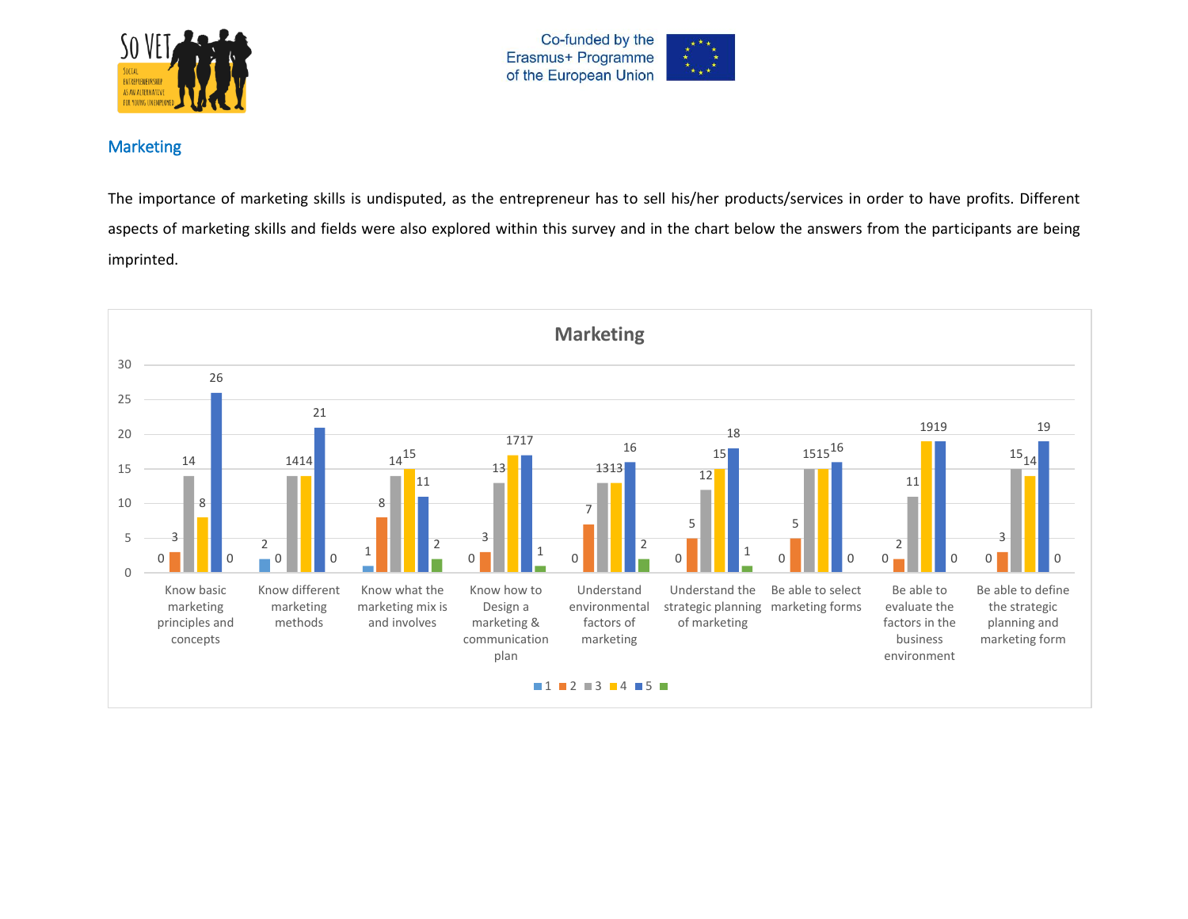## Marketing

The importance of marketing skills is undisputed, as the entrepreneur has to sell his/her products/services in order to have profits. Different aspects of marketing skills and fields were also explored within this survey and in the chart below the answers from the participants are being imprinted.

**Marketing**

| | 1 | 2 | 3 | 4 | 5 | |
|---|---|---|---|---|---|---|
| Know basic marketing principles and concepts | 0 | 3 | 14 | 8 | 26 | 0 |
| Know different marketing methods | 2 | 0 | 14 | 14 | 21 | 0 |
| Know what the marketing mix is and involves | 1 | 8 | 14 | 15 | 11 | 2 |
| Know how to Design a marketing & communication plan | 0 | 3 | 13 | 17 | 17 | 1 |
| Understand environmental factors of marketing | 0 | 7 | 13 | 13 | 16 | 2 |
| Understand the strategic planning of marketing | 0 | 5 | 12 | 15 | 18 | 1 |
| Be able to select marketing forms | 0 | 5 | 15 | 15 | 16 | 0 |
| Be able to evaluate the factors in the business environment | 0 | 2 | 11 | 19 | 19 | 0 |
| Be able to define the strategic planning and marketing form | 0 | 3 | 15 | 14 | 19 | 0 |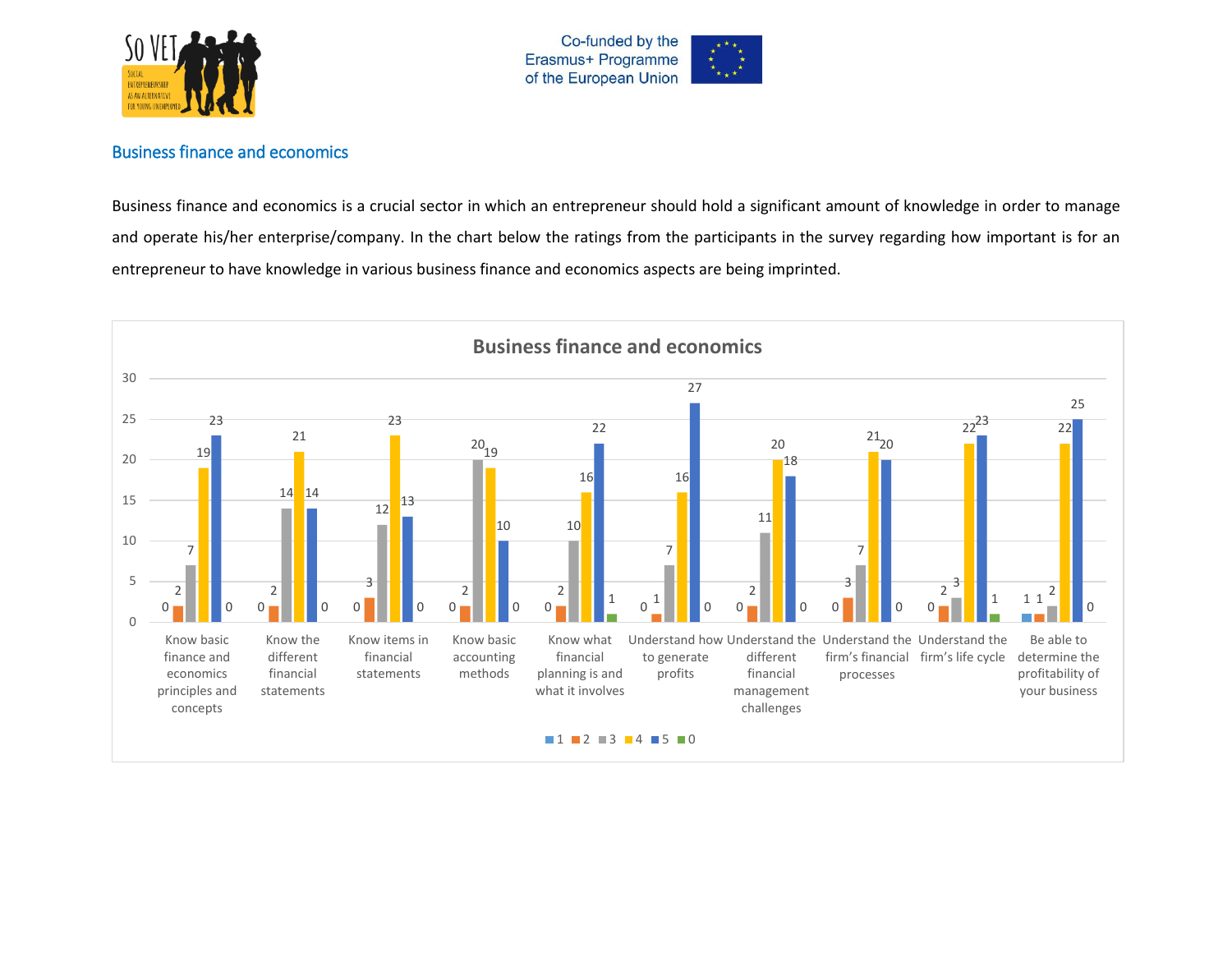## Business finance and economics

Business finance and economics is a crucial sector in which an entrepreneur should hold a significant amount of knowledge in order to manage and operate his/her enterprise/company. In the chart below the ratings from the participants in the survey regarding how important is for an entrepreneur to have knowledge in various business finance and economics aspects are being imprinted.

**Business finance and economics**

| | 1 | 2 | 3 | 4 | 5 | 0 |
|---|---|---|---|---|---|---|
| Know basic finance and economics principles and concepts | 0 | 2 | 7 | 19 | 23 | 0 |
| Know the different financial statements | 0 | 2 | 14 | 21 | 14 | 0 |
| Know items in financial statements | 0 | 3 | 12 | 23 | 13 | 0 |
| Know basic accounting methods | 0 | 2 | 20 | 19 | 10 | 0 |
| Know what financial planning is and what it involves | 0 | 2 | 10 | 16 | 22 | 1 |
| Understand how to generate profits | 0 | 1 | 7 | 16 | 27 | 0 |
| Understand the different financial management challenges | 0 | 2 | 11 | 20 | 18 | 0 |
| Understand the firm's financial processes | 0 | 3 | 7 | 21 | 20 | 0 |
| Understand the firm's life cycle | 0 | 2 | 3 | 22 | 23 | 1 |
| Be able to determine the profitability of your business | 1 | 1 | 2 | 22 | 25 | 0 |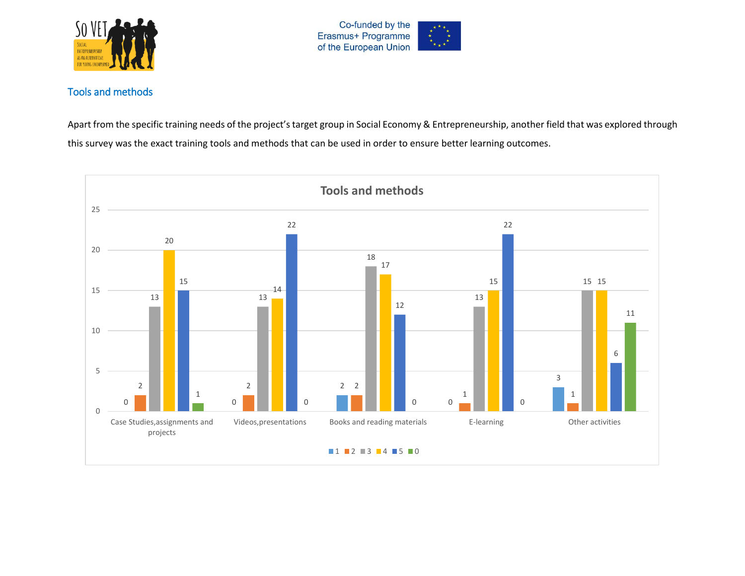## Tools and methods

Apart from the specific training needs of the project's target group in Social Economy & Entrepreneurship, another field that was explored through this survey was the exact training tools and methods that can be used in order to ensure better learning outcomes.

**Tools and methods**

| | 1 | 2 | 3 | 4 | 5 | 0 |
|---|---|---|---|---|---|---|
| Case Studies,assignments and projects | 0 | 2 | 13 | 20 | 15 | 1 |
| Videos,presentations | 0 | 2 | 13 | 14 | 22 | 0 |
| Books and reading materials | 2 | 2 | 18 | 17 | 12 | 0 |
| E-learning | 0 | 1 | 13 | 15 | 22 | 0 |
| Other activities | 3 | 1 | 15 | 15 | 6 | 11 |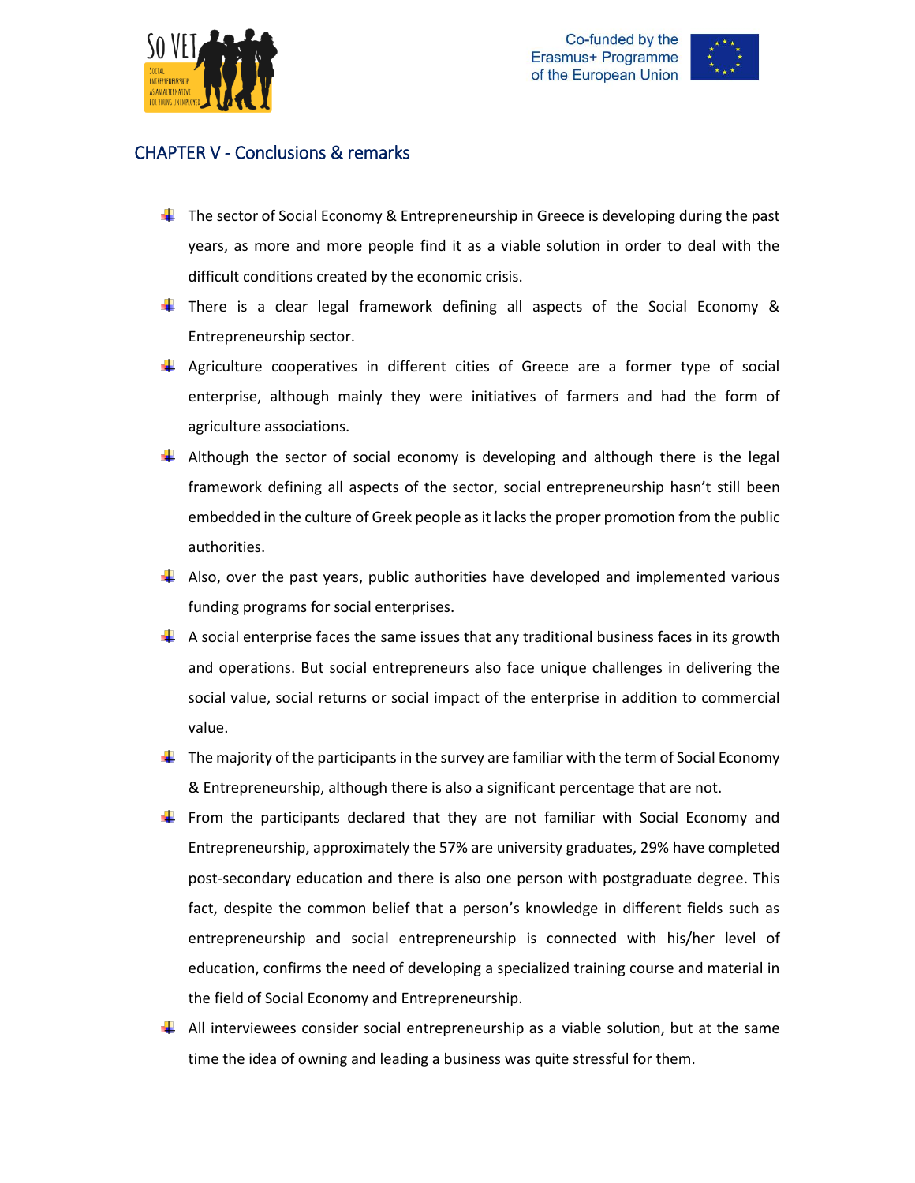## CHAPTER V - Conclusions & remarks

- The sector of Social Economy & Entrepreneurship in Greece is developing during the past years, as more and more people find it as a viable solution in order to deal with the difficult conditions created by the economic crisis.
- There is a clear legal framework defining all aspects of the Social Economy & Entrepreneurship sector.
- Agriculture cooperatives in different cities of Greece are a former type of social enterprise, although mainly they were initiatives of farmers and had the form of agriculture associations.
- Although the sector of social economy is developing and although there is the legal framework defining all aspects of the sector, social entrepreneurship hasn't still been embedded in the culture of Greek people as it lacks the proper promotion from the public authorities.
- Also, over the past years, public authorities have developed and implemented various funding programs for social enterprises.
- A social enterprise faces the same issues that any traditional business faces in its growth and operations. But social entrepreneurs also face unique challenges in delivering the social value, social returns or social impact of the enterprise in addition to commercial value.
- The majority of the participants in the survey are familiar with the term of Social Economy & Entrepreneurship, although there is also a significant percentage that are not.
- From the participants declared that they are not familiar with Social Economy and Entrepreneurship, approximately the 57% are university graduates, 29% have completed post-secondary education and there is also one person with postgraduate degree. This fact, despite the common belief that a person's knowledge in different fields such as entrepreneurship and social entrepreneurship is connected with his/her level of education, confirms the need of developing a specialized training course and material in the field of Social Economy and Entrepreneurship.
- All interviewees consider social entrepreneurship as a viable solution, but at the same time the idea of owning and leading a business was quite stressful for them.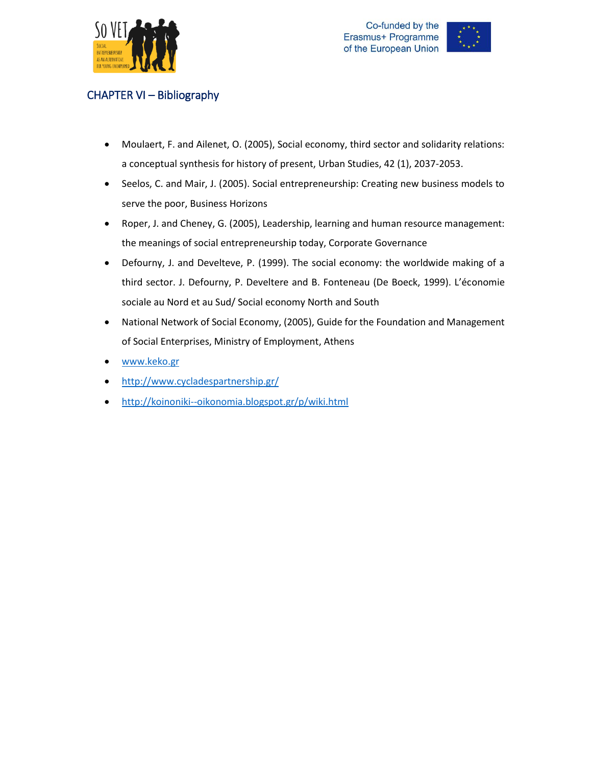## CHAPTER VI – Bibliography

- Moulaert, F. and Ailenet, O. (2005), Social economy, third sector and solidarity relations: a conceptual synthesis for history of present, Urban Studies, 42 (1), 2037-2053.
- Seelos, C. and Mair, J. (2005). Social entrepreneurship: Creating new business models to serve the poor, Business Horizons
- Roper, J. and Cheney, G. (2005), Leadership, learning and human resource management: the meanings of social entrepreneurship today, Corporate Governance
- Defourny, J. and Develteve, P. (1999). The social economy: the worldwide making of a third sector. J. Defourny, P. Develtere and B. Fonteneau (De Boeck, 1999). L'économie sociale au Nord et au Sud/ Social economy North and South
- National Network of Social Economy, (2005), Guide for the Foundation and Management of Social Enterprises, Ministry of Employment, Athens
- www.keko.gr
- http://www.cycladespartnership.gr/
- http://koinoniki--oikonomia.blogspot.gr/p/wiki.html